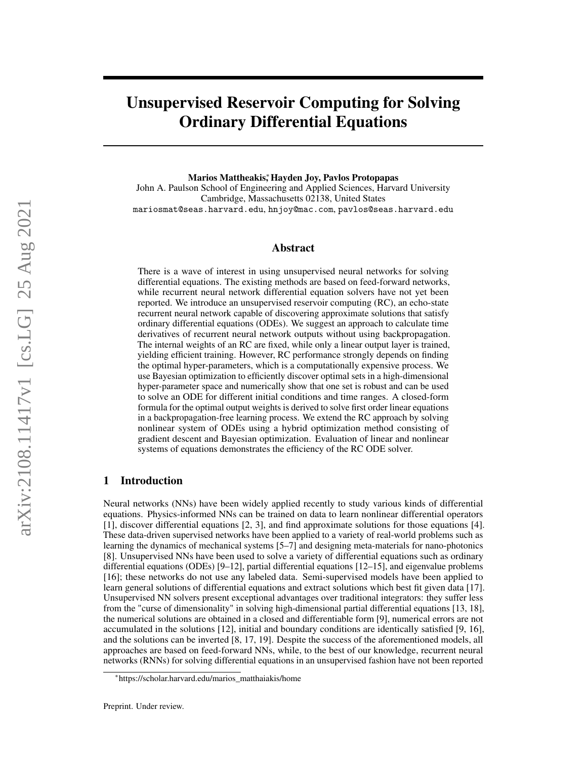# Unsupervised Reservoir Computing for Solving Ordinary Differential Equations

**Marios Mattheakis,* Hayden Joy, Pavlos Protopapas**
John A. Paulson School of Engineering and Applied Sciences, Harvard University
Cambridge, Massachusetts 02138, United States
mariosmat@seas.harvard.edu, hnjoy@mac.com, pavlos@seas.harvard.edu

## Abstract

There is a wave of interest in using unsupervised neural networks for solving differential equations. The existing methods are based on feed-forward networks, while recurrent neural network differential equation solvers have not yet been reported. We introduce an unsupervised reservoir computing (RC), an echo-state recurrent neural network capable of discovering approximate solutions that satisfy ordinary differential equations (ODEs). We suggest an approach to calculate time derivatives of recurrent neural network outputs without using backpropagation. The internal weights of an RC are fixed, while only a linear output layer is trained, yielding efficient training. However, RC performance strongly depends on finding the optimal hyper-parameters, which is a computationally expensive process. We use Bayesian optimization to efficiently discover optimal sets in a high-dimensional hyper-parameter space and numerically show that one set is robust and can be used to solve an ODE for different initial conditions and time ranges. A closed-form formula for the optimal output weights is derived to solve first order linear equations in a backpropagation-free learning process. We extend the RC approach by solving nonlinear system of ODEs using a hybrid optimization method consisting of gradient descent and Bayesian optimization. Evaluation of linear and nonlinear systems of equations demonstrates the efficiency of the RC ODE solver.

## 1 Introduction

Neural networks (NNs) have been widely applied recently to study various kinds of differential equations. Physics-informed NNs can be trained on data to learn nonlinear differential operators [1], discover differential equations [2, 3], and find approximate solutions for those equations [4]. These data-driven supervised networks have been applied to a variety of real-world problems such as learning the dynamics of mechanical systems [5–7] and designing meta-materials for nano-photonics [8]. Unsupervised NNs have been used to solve a variety of differential equations such as ordinary differential equations (ODEs) [9–12], partial differential equations [12–15], and eigenvalue problems [16]; these networks do not use any labeled data. Semi-supervised models have been applied to learn general solutions of differential equations and extract solutions which best fit given data [17]. Unsupervised NN solvers present exceptional advantages over traditional integrators: they suffer less from the "curse of dimensionality" in solving high-dimensional partial differential equations [13, 18], the numerical solutions are obtained in a closed and differentiable form [9], numerical errors are not accumulated in the solutions [12], initial and boundary conditions are identically satisfied [9, 16], and the solutions can be inverted [8, 17, 19]. Despite the success of the aforementioned models, all approaches are based on feed-forward NNs, while, to the best of our knowledge, recurrent neural networks (RNNs) for solving differential equations in an unsupervised fashion have not been reported

*https://scholar.harvard.edu/marios_matthaiakis/home

Preprint. Under review.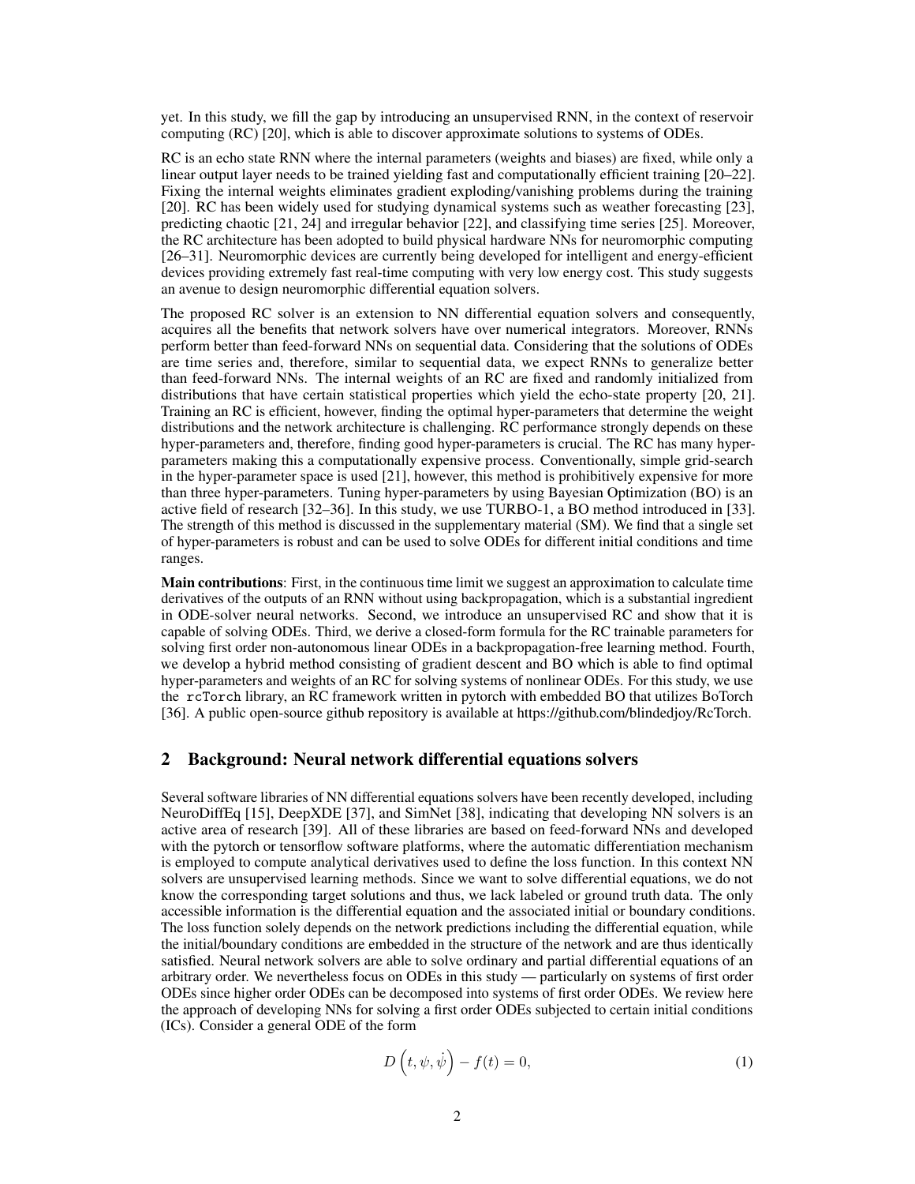yet. In this study, we fill the gap by introducing an unsupervised RNN, in the context of reservoir computing (RC) [20], which is able to discover approximate solutions to systems of ODEs.

RC is an echo state RNN where the internal parameters (weights and biases) are fixed, while only a linear output layer needs to be trained yielding fast and computationally efficient training [20–22]. Fixing the internal weights eliminates gradient exploding/vanishing problems during the training [20]. RC has been widely used for studying dynamical systems such as weather forecasting [23], predicting chaotic [21, 24] and irregular behavior [22], and classifying time series [25]. Moreover, the RC architecture has been adopted to build physical hardware NNs for neuromorphic computing [26–31]. Neuromorphic devices are currently being developed for intelligent and energy-efficient devices providing extremely fast real-time computing with very low energy cost. This study suggests an avenue to design neuromorphic differential equation solvers.

The proposed RC solver is an extension to NN differential equation solvers and consequently, acquires all the benefits that network solvers have over numerical integrators. Moreover, RNNs perform better than feed-forward NNs on sequential data. Considering that the solutions of ODEs are time series and, therefore, similar to sequential data, we expect RNNs to generalize better than feed-forward NNs. The internal weights of an RC are fixed and randomly initialized from distributions that have certain statistical properties which yield the echo-state property [20, 21]. Training an RC is efficient, however, finding the optimal hyper-parameters that determine the weight distributions and the network architecture is challenging. RC performance strongly depends on these hyper-parameters and, therefore, finding good hyper-parameters is crucial. The RC has many hyper-parameters making this a computationally expensive process. Conventionally, simple grid-search in the hyper-parameter space is used [21], however, this method is prohibitively expensive for more than three hyper-parameters. Tuning hyper-parameters by using Bayesian Optimization (BO) is an active field of research [32–36]. In this study, we use TURBO-1, a BO method introduced in [33]. The strength of this method is discussed in the supplementary material (SM). We find that a single set of hyper-parameters is robust and can be used to solve ODEs for different initial conditions and time ranges.

**Main contributions**: First, in the continuous time limit we suggest an approximation to calculate time derivatives of the outputs of an RNN without using backpropagation, which is a substantial ingredient in ODE-solver neural networks. Second, we introduce an unsupervised RC and show that it is capable of solving ODEs. Third, we derive a closed-form formula for the RC trainable parameters for solving first order non-autonomous linear ODEs in a backpropagation-free learning method. Fourth, we develop a hybrid method consisting of gradient descent and BO which is able to find optimal hyper-parameters and weights of an RC for solving systems of nonlinear ODEs. For this study, we use the `rcTorch` library, an RC framework written in pytorch with embedded BO that utilizes BoTorch [36]. A public open-source github repository is available at https://github.com/blindedjoy/RcTorch.

## 2 Background: Neural network differential equations solvers

Several software libraries of NN differential equations solvers have been recently developed, including NeuroDiffEq [15], DeepXDE [37], and SimNet [38], indicating that developing NN solvers is an active area of research [39]. All of these libraries are based on feed-forward NNs and developed with the pytorch or tensorflow software platforms, where the automatic differentiation mechanism is employed to compute analytical derivatives used to define the loss function. In this context NN solvers are unsupervised learning methods. Since we want to solve differential equations, we do not know the corresponding target solutions and thus, we lack labeled or ground truth data. The only accessible information is the differential equation and the associated initial or boundary conditions. The loss function solely depends on the network predictions including the differential equation, while the initial/boundary conditions are embedded in the structure of the network and are thus identically satisfied. Neural network solvers are able to solve ordinary and partial differential equations of an arbitrary order. We nevertheless focus on ODEs in this study — particularly on systems of first order ODEs since higher order ODEs can be decomposed into systems of first order ODEs. We review here the approach of developing NNs for solving a first order ODEs subjected to certain initial conditions (ICs). Consider a general ODE of the form

$$
D\left(t, \psi, \dot{\psi}\right) - f(t) = 0, \tag{1}
$$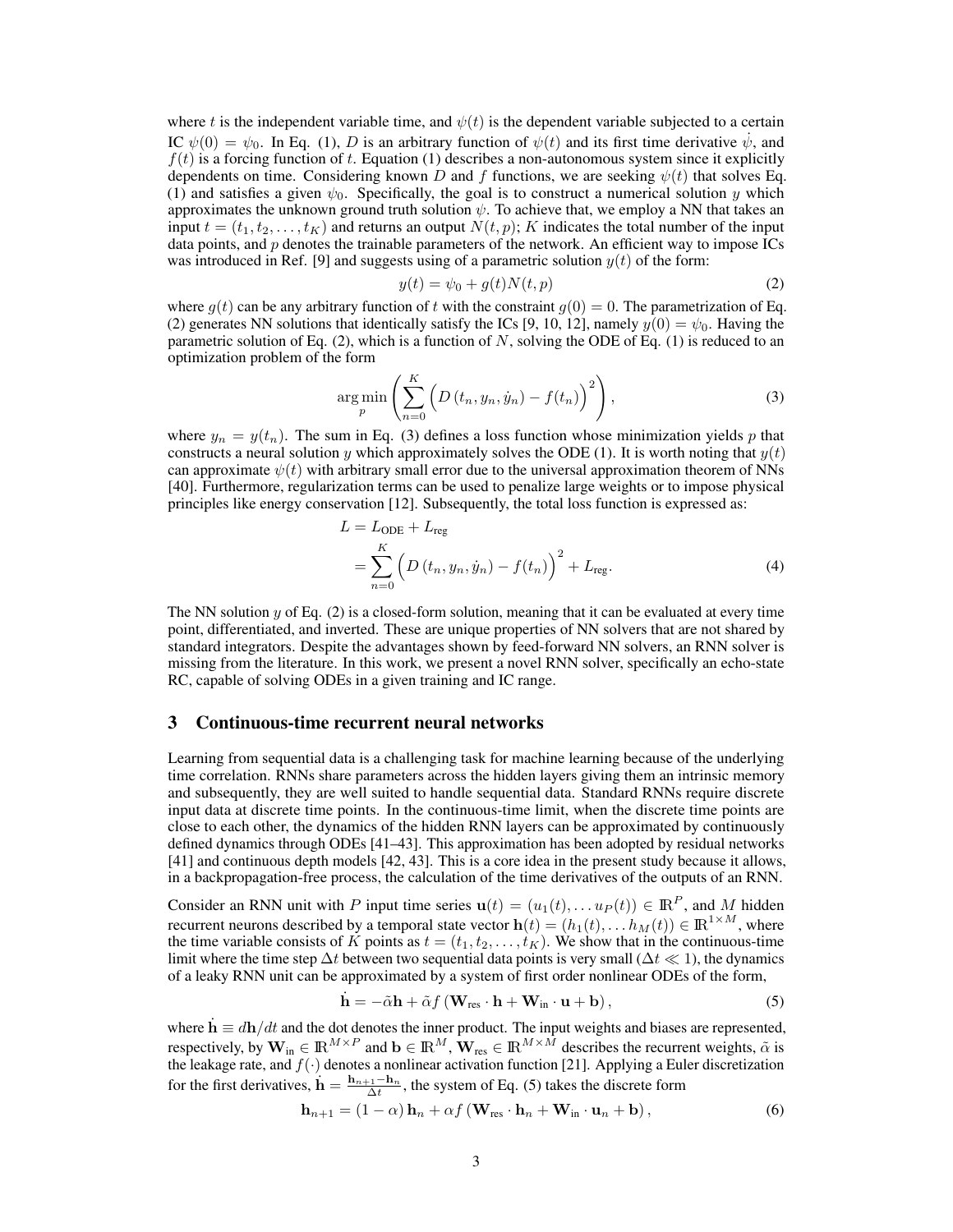where $t$ is the independent variable time, and $\psi(t)$ is the dependent variable subjected to a certain IC $\psi(0) = \psi_0$. In Eq. (1), $D$ is an arbitrary function of $\psi(t)$ and its first time derivative $\dot{\psi}$, and $f(t)$ is a forcing function of $t$. Equation (1) describes a non-autonomous system since it explicitly dependents on time. Considering known $D$ and $f$ functions, we are seeking $\psi(t)$ that solves Eq. (1) and satisfies a given $\psi_0$. Specifically, the goal is to construct a numerical solution $y$ which approximates the unknown ground truth solution $\psi$. To achieve that, we employ a NN that takes an input $t = (t_1, t_2, \ldots, t_K)$ and returns an output $N(t, p)$; $K$ indicates the total number of the input data points, and $p$ denotes the trainable parameters of the network. An efficient way to impose ICs was introduced in Ref. [9] and suggests using of a parametric solution $y(t)$ of the form:

$$y(t) = \psi_0 + g(t)N(t, p) \tag{2}$$

where $g(t)$ can be any arbitrary function of $t$ with the constraint $g(0) = 0$. The parametrization of Eq. (2) generates NN solutions that identically satisfy the ICs [9, 10, 12], namely $y(0) = \psi_0$. Having the parametric solution of Eq. (2), which is a function of $N$, solving the ODE of Eq. (1) is reduced to an optimization problem of the form

$$\arg\min_{p} \left( \sum_{n=0}^{K} \Big( D\left(t_n, y_n, \dot{y}_n\right) - f(t_n) \Big)^2 \right), \tag{3}$$

where $y_n = y(t_n)$. The sum in Eq. (3) defines a loss function whose minimization yields $p$ that constructs a neural solution $y$ which approximately solves the ODE (1). It is worth noting that $y(t)$ can approximate $\psi(t)$ with arbitrary small error due to the universal approximation theorem of NNs [40]. Furthermore, regularization terms can be used to penalize large weights or to impose physical principles like energy conservation [12]. Subsequently, the total loss function is expressed as:

$$\begin{aligned} L &= L_{\text{ODE}} + L_{\text{reg}} \\ &= \sum_{n=0}^{K} \Big( D\left(t_n, y_n, \dot{y}_n\right) - f(t_n) \Big)^2 + L_{\text{reg}}. \end{aligned} \tag{4}$$

The NN solution $y$ of Eq. (2) is a closed-form solution, meaning that it can be evaluated at every time point, differentiated, and inverted. These are unique properties of NN solvers that are not shared by standard integrators. Despite the advantages shown by feed-forward NN solvers, an RNN solver is missing from the literature. In this work, we present a novel RNN solver, specifically an echo-state RC, capable of solving ODEs in a given training and IC range.

## 3 Continuous-time recurrent neural networks

Learning from sequential data is a challenging task for machine learning because of the underlying time correlation. RNNs share parameters across the hidden layers giving them an intrinsic memory and subsequently, they are well suited to handle sequential data. Standard RNNs require discrete input data at discrete time points. In the continuous-time limit, when the discrete time points are close to each other, the dynamics of the hidden RNN layers can be approximated by continuously defined dynamics through ODEs [41–43]. This approximation has been adopted by residual networks [41] and continuous depth models [42, 43]. This is a core idea in the present study because it allows, in a backpropagation-free process, the calculation of the time derivatives of the outputs of an RNN.

Consider an RNN unit with $P$ input time series $\mathbf{u}(t) = (u_1(t), \ldots u_P(t)) \in \mathbb{R}^P$, and $M$ hidden recurrent neurons described by a temporal state vector $\mathbf{h}(t) = (h_1(t), \ldots h_M(t)) \in \mathbb{R}^{1\times M}$, where the time variable consists of $K$ points as $t = (t_1, t_2, \ldots, t_K)$. We show that in the continuous-time limit where the time step $\Delta t$ between two sequential data points is very small ($\Delta t \ll 1$), the dynamics of a leaky RNN unit can be approximated by a system of first order nonlinear ODEs of the form,

$$\dot{\mathbf{h}} = -\tilde{\alpha}\mathbf{h} + \tilde{\alpha} f\left(\mathbf{W}_{\text{res}} \cdot \mathbf{h} + \mathbf{W}_{\text{in}} \cdot \mathbf{u} + \mathbf{b}\right), \tag{5}$$

where $\dot{\mathbf{h}} \equiv d\mathbf{h}/dt$ and the dot denotes the inner product. The input weights and biases are represented, respectively, by $\mathbf{W}_{\text{in}} \in \mathbb{R}^{M\times P}$ and $\mathbf{b} \in \mathbb{R}^M$, $\mathbf{W}_{\text{res}} \in \mathbb{R}^{M\times M}$ describes the recurrent weights, $\tilde{\alpha}$ is the leakage rate, and $f(\cdot)$ denotes a nonlinear activation function [21]. Applying a Euler discretization for the first derivatives, $\dot{\mathbf{h}} = \frac{\mathbf{h}_{n+1} - \mathbf{h}_n}{\Delta t}$, the system of Eq. (5) takes the discrete form

$$\mathbf{h}_{n+1} = (1-\alpha)\,\mathbf{h}_n + \alpha f\left(\mathbf{W}_{\text{res}} \cdot \mathbf{h}_n + \mathbf{W}_{\text{in}} \cdot \mathbf{u}_n + \mathbf{b}\right), \tag{6}$$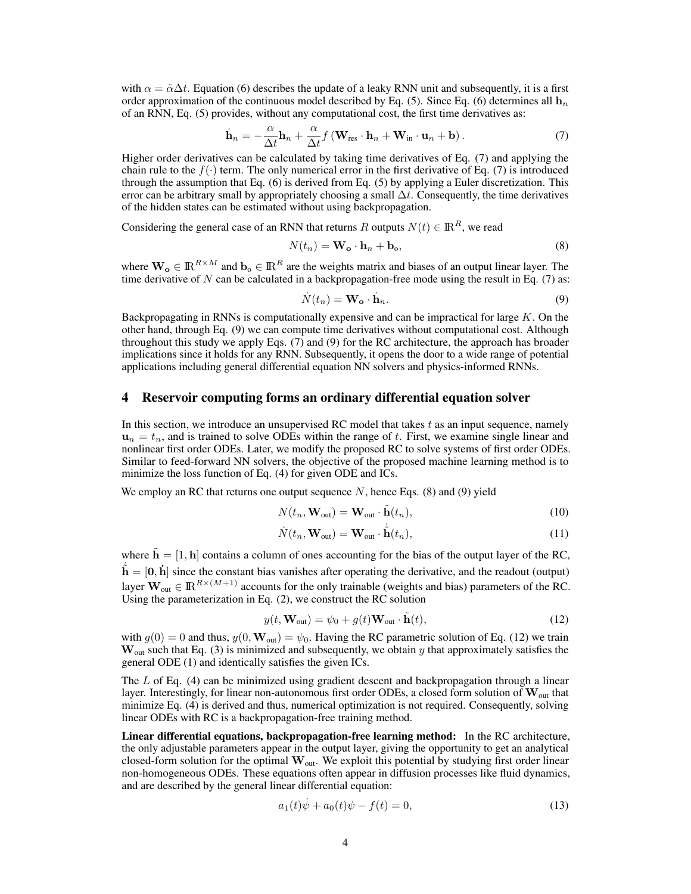with $\alpha = \tilde{\alpha}\Delta t$. Equation (6) describes the update of a leaky RNN unit and subsequently, it is a first order approximation of the continuous model described by Eq. (5). Since Eq. (6) determines all $\mathbf{h}_n$ of an RNN, Eq. (5) provides, without any computational cost, the first time derivatives as:

$$\dot{\mathbf{h}}_n = -\frac{\alpha}{\Delta t}\mathbf{h}_n + \frac{\alpha}{\Delta t} f\left(\mathbf{W}_{\text{res}} \cdot \mathbf{h}_n + \mathbf{W}_{\text{in}} \cdot \mathbf{u}_n + \mathbf{b}\right). \tag{7}$$

Higher order derivatives can be calculated by taking time derivatives of Eq. (7) and applying the chain rule to the $f(\cdot)$ term. The only numerical error in the first derivative of Eq. (7) is introduced through the assumption that Eq. (6) is derived from Eq. (5) by applying a Euler discretization. This error can be arbitrary small by appropriately choosing a small $\Delta t$. Consequently, the time derivatives of the hidden states can be estimated without using backpropagation.

Considering the general case of an RNN that returns $R$ outputs $N(t) \in \mathbb{R}^R$, we read

$$N(t_n) = \mathbf{W_o} \cdot \mathbf{h}_n + \mathbf{b}_\text{o}, \tag{8}$$

where $\mathbf{W_o} \in \mathbb{R}^{R\times M}$ and $\mathbf{b}_\text{o} \in \mathbb{R}^R$ are the weights matrix and biases of an output linear layer. The time derivative of $N$ can be calculated in a backpropagation-free mode using the result in Eq. (7) as:

$$\dot{N}(t_n) = \mathbf{W_o} \cdot \dot{\mathbf{h}}_n. \tag{9}$$

Backpropagating in RNNs is computationally expensive and can be impractical for large $K$. On the other hand, through Eq. (9) we can compute time derivatives without computational cost. Although throughout this study we apply Eqs. (7) and (9) for the RC architecture, the approach has broader implications since it holds for any RNN. Subsequently, it opens the door to a wide range of potential applications including general differential equation NN solvers and physics-informed RNNs.

## 4 Reservoir computing forms an ordinary differential equation solver

In this section, we introduce an unsupervised RC model that takes $t$ as an input sequence, namely $\mathbf{u}_n = t_n$, and is trained to solve ODEs within the range of $t$. First, we examine single linear and nonlinear first order ODEs. Later, we modify the proposed RC to solve systems of first order ODEs. Similar to feed-forward NN solvers, the objective of the proposed machine learning method is to minimize the loss function of Eq. (4) for given ODE and ICs.

We employ an RC that returns one output sequence $N$, hence Eqs. (8) and (9) yield

$$N(t_n, \mathbf{W}_{\text{out}}) = \mathbf{W}_{\text{out}} \cdot \tilde{\mathbf{h}}(t_n), \tag{10}$$

$$\dot{N}(t_n, \mathbf{W}_{\text{out}}) = \mathbf{W}_{\text{out}} \cdot \dot{\tilde{\mathbf{h}}}(t_n), \tag{11}$$

where $\tilde{\mathbf{h}} = [1, \mathbf{h}]$ contains a column of ones accounting for the bias of the output layer of the RC, $\dot{\tilde{\mathbf{h}}} = [\mathbf{0}, \dot{\mathbf{h}}]$ since the constant bias vanishes after operating the derivative, and the readout (output) layer $\mathbf{W}_{\text{out}} \in \mathbb{R}^{R\times(M+1)}$ accounts for the only trainable (weights and bias) parameters of the RC. Using the parameterization in Eq. (2), we construct the RC solution

$$y(t, \mathbf{W}_{\text{out}}) = \psi_0 + g(t)\mathbf{W}_{\text{out}} \cdot \tilde{\mathbf{h}}(t), \tag{12}$$

with $g(0) = 0$ and thus, $y(0, \mathbf{W}_{\text{out}}) = \psi_0$. Having the RC parametric solution of Eq. (12) we train $\mathbf{W}_{\text{out}}$ such that Eq. (3) is minimized and subsequently, we obtain $y$ that approximately satisfies the general ODE (1) and identically satisfies the given ICs.

The $L$ of Eq. (4) can be minimized using gradient descent and backpropagation through a linear layer. Interestingly, for linear non-autonomous first order ODEs, a closed form solution of $\mathbf{W}_{\text{out}}$ that minimize Eq. (4) is derived and thus, numerical optimization is not required. Consequently, solving linear ODEs with RC is a backpropagation-free training method.

**Linear differential equations, backpropagation-free learning method:** In the RC architecture, the only adjustable parameters appear in the output layer, giving the opportunity to get an analytical closed-form solution for the optimal $\mathbf{W}_{\text{out}}$. We exploit this potential by studying first order linear non-homogeneous ODEs. These equations often appear in diffusion processes like fluid dynamics, and are described by the general linear differential equation:

$$a_1(t)\dot{\psi} + a_0(t)\psi - f(t) = 0, \tag{13}$$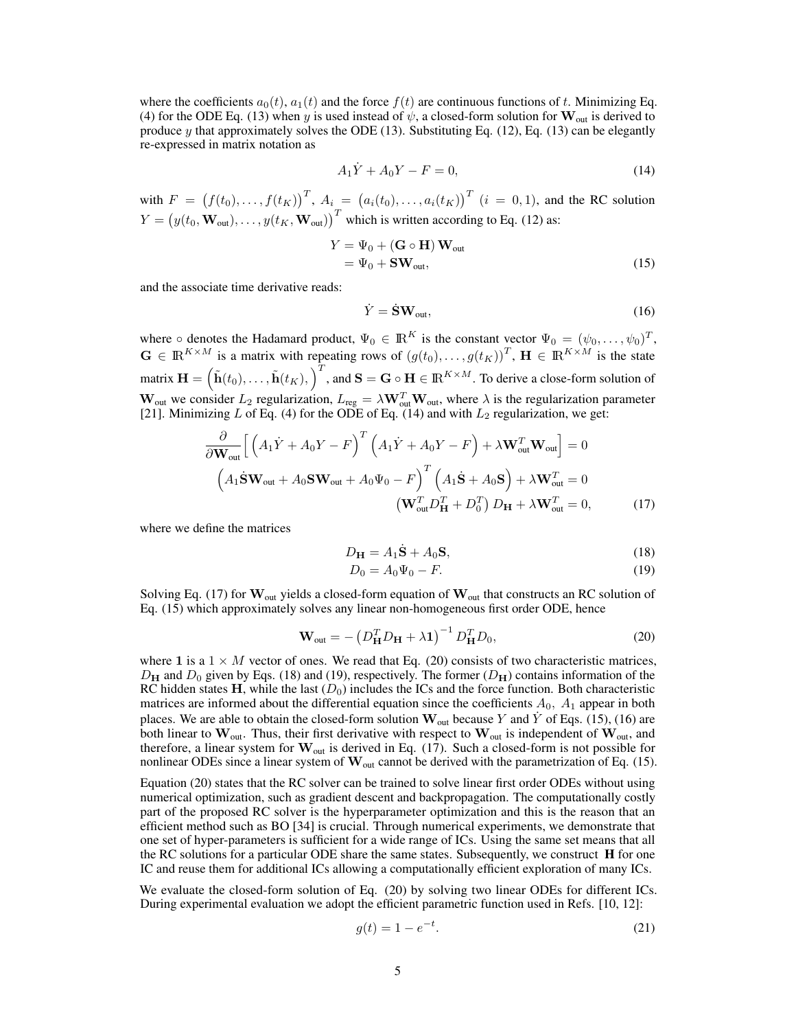where the coefficients $a_0(t)$, $a_1(t)$ and the force $f(t)$ are continuous functions of $t$. Minimizing Eq. (4) for the ODE Eq. (13) when $y$ is used instead of $\psi$, a closed-form solution for $\mathbf{W}_{\text{out}}$ is derived to produce $y$ that approximately solves the ODE (13). Substituting Eq. (12), Eq. (13) can be elegantly re-expressed in matrix notation as

$$A_1\dot{Y} + A_0 Y - F = 0, \tag{14}$$

with $F = \big(f(t_0), \ldots, f(t_K)\big)^T$, $A_i = \big(a_i(t_0), \ldots, a_i(t_K)\big)^T$ $(i = 0, 1)$, and the RC solution $Y = \big(y(t_0, \mathbf{W}_{\text{out}}), \ldots, y(t_K, \mathbf{W}_{\text{out}})\big)^T$ which is written according to Eq. (12) as:

$$\begin{aligned} Y &= \Psi_0 + (\mathbf{G} \circ \mathbf{H})\, \mathbf{W}_{\text{out}} \\ &= \Psi_0 + \mathbf{S}\mathbf{W}_{\text{out}}, \end{aligned} \tag{15}$$

and the associate time derivative reads:

$$\dot{Y} = \dot{\mathbf{S}}\mathbf{W}_{\text{out}}, \tag{16}$$

where $\circ$ denotes the Hadamard product, $\Psi_0 \in \mathbb{R}^K$ is the constant vector $\Psi_0 = (\psi_0, \ldots, \psi_0)^T$, $\mathbf{G} \in \mathbb{R}^{K \times M}$ is a matrix with repeating rows of $(g(t_0), \ldots, g(t_K))^T$, $\mathbf{H} \in \mathbb{R}^{K \times M}$ is the state matrix $\mathbf{H} = \Big(\tilde{\mathbf{h}}(t_0), \ldots, \tilde{\mathbf{h}}(t_K),\Big)^T$, and $\mathbf{S} = \mathbf{G} \circ \mathbf{H} \in \mathbb{R}^{K \times M}$. To derive a close-form solution of $\mathbf{W}_{\text{out}}$ we consider $L_2$ regularization, $L_{\text{reg}} = \lambda \mathbf{W}_{\text{out}}^T \mathbf{W}_{\text{out}}$, where $\lambda$ is the regularization parameter [21]. Minimizing $L$ of Eq. (4) for the ODE of Eq. (14) and with $L_2$ regularization, we get:

$$\begin{aligned} \frac{\partial}{\partial \mathbf{W}_{\text{out}}} \Big[ \Big(A_1\dot{Y} + A_0 Y - F\Big)^T \Big(A_1\dot{Y} + A_0 Y - F\Big) + \lambda \mathbf{W}_{\text{out}}^T \mathbf{W}_{\text{out}} \Big] &= 0 \\ \Big(A_1 \dot{\mathbf{S}}\mathbf{W}_{\text{out}} + A_0 \mathbf{S}\mathbf{W}_{\text{out}} + A_0\Psi_0 - F\Big)^T \Big(A_1\dot{\mathbf{S}} + A_0\mathbf{S}\Big) + \lambda \mathbf{W}_{\text{out}}^T &= 0 \\ \big(\mathbf{W}_{\text{out}}^T D_{\mathbf{H}}^T + D_0^T\big) D_{\mathbf{H}} + \lambda \mathbf{W}_{\text{out}}^T &= 0, \end{aligned} \tag{17}$$

where we define the matrices

$$D_{\mathbf{H}} = A_1\dot{\mathbf{S}} + A_0\mathbf{S}, \tag{18}$$

$$D_0 = A_0\Psi_0 - F. \tag{19}$$

Solving Eq. (17) for $\mathbf{W}_{\text{out}}$ yields a closed-form equation of $\mathbf{W}_{\text{out}}$ that constructs an RC solution of Eq. (15) which approximately solves any linear non-homogeneous first order ODE, hence

$$\mathbf{W}_{\text{out}} = -\left(D_{\mathbf{H}}^T D_{\mathbf{H}} + \lambda \mathbf{1}\right)^{-1} D_{\mathbf{H}}^T D_0, \tag{20}$$

where $\mathbf{1}$ is a $1 \times M$ vector of ones. We read that Eq. (20) consists of two characteristic matrices, $D_{\mathbf{H}}$ and $D_0$ given by Eqs. (18) and (19), respectively. The former ($D_{\mathbf{H}}$) contains information of the RC hidden states $\mathbf{H}$, while the last ($D_0$) includes the ICs and the force function. Both characteristic matrices are informed about the differential equation since the coefficients $A_0$, $A_1$ appear in both places. We are able to obtain the closed-form solution $\mathbf{W}_{\text{out}}$ because $Y$ and $\dot{Y}$ of Eqs. (15), (16) are both linear to $\mathbf{W}_{\text{out}}$. Thus, their first derivative with respect to $\mathbf{W}_{\text{out}}$ is independent of $\mathbf{W}_{\text{out}}$ and therefore, a linear system for $\mathbf{W}_{\text{out}}$ is derived in Eq. (17). Such a closed-form is not possible for nonlinear ODEs since a linear system of $\mathbf{W}_{\text{out}}$ cannot be derived with the parametrization of Eq. (15).

Equation (20) states that the RC solver can be trained to solve linear first order ODEs without using numerical optimization, such as gradient descent and backpropagation. The computationally costly part of the proposed RC solver is the hyperparameter optimization and this is the reason that an efficient method such as BO [34] is crucial. Through numerical experiments, we demonstrate that one set of hyper-parameters is sufficient for a wide range of ICs. Using the same set means that all the RC solutions for a particular ODE share the same states. Subsequently, we construct $\mathbf{H}$ for one IC and reuse them for additional ICs allowing a computationally efficient exploration of many ICs.

We evaluate the closed-form solution of Eq. (20) by solving two linear ODEs for different ICs. During experimental evaluation we adopt the efficient parametric function used in Refs. [10, 12]:

$$g(t) = 1 - e^{-t}. \tag{21}$$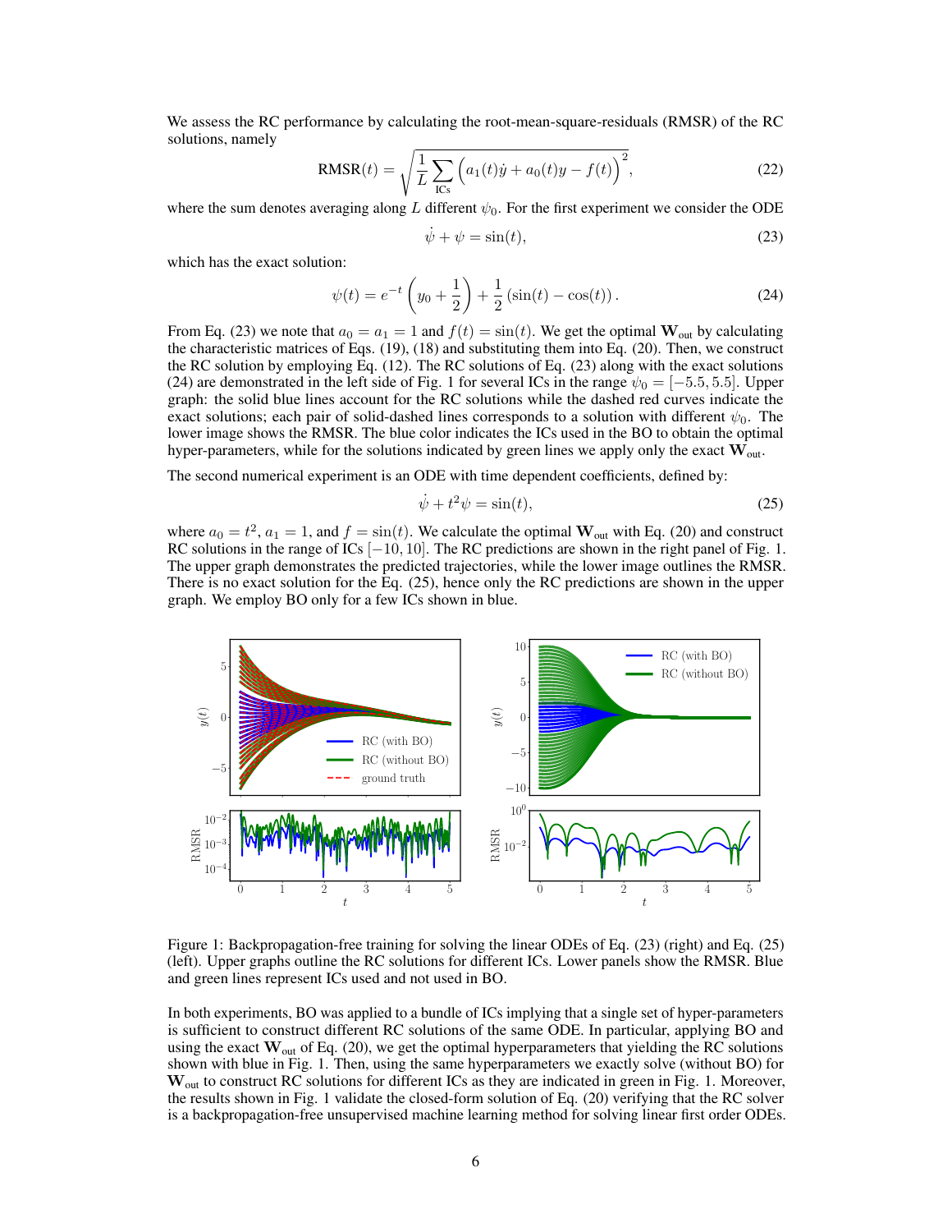We assess the RC performance by calculating the root-mean-square-residuals (RMSR) of the RC solutions, namely

$$\text{RMSR}(t) = \sqrt{\frac{1}{L}\sum_{\text{ICs}}\Big(a_1(t)\dot{y} + a_0(t)y - f(t)\Big)^2}, \tag{22}$$

where the sum denotes averaging along $L$ different $\psi_0$. For the first experiment we consider the ODE

$$\dot{\psi} + \psi = \sin(t), \tag{23}$$

which has the exact solution:

$$\psi(t) = e^{-t}\left(y_0 + \frac{1}{2}\right) + \frac{1}{2}\left(\sin(t) - \cos(t)\right). \tag{24}$$

From Eq. (23) we note that $a_0 = a_1 = 1$ and $f(t) = \sin(t)$. We get the optimal $\mathbf{W}_{\text{out}}$ by calculating the characteristic matrices of Eqs. (19), (18) and substituting them into Eq. (20). Then, we construct the RC solution by employing Eq. (12). The RC solutions of Eq. (23) along with the exact solutions (24) are demonstrated in the left side of Fig. 1 for several ICs in the range $\psi_0 = [-5.5, 5.5]$. Upper graph: the solid blue lines account for the RC solutions while the dashed red curves indicate the exact solutions; each pair of solid-dashed lines corresponds to a solution with different $\psi_0$. The lower image shows the RMSR. The blue color indicates the ICs used in the BO to obtain the optimal hyper-parameters, while for the solutions indicated by green lines we apply only the exact $\mathbf{W}_{\text{out}}$.

The second numerical experiment is an ODE with time dependent coefficients, defined by:

$$\dot{\psi} + t^2\psi = \sin(t), \tag{25}$$

where $a_0 = t^2$, $a_1 = 1$, and $f = \sin(t)$. We calculate the optimal $\mathbf{W}_{\text{out}}$ with Eq. (20) and construct RC solutions in the range of ICs $[-10, 10]$. The RC predictions are shown in the right panel of Fig. 1. The upper graph demonstrates the predicted trajectories, while the lower image outlines the RMSR. There is no exact solution for the Eq. (25), hence only the RC predictions are shown in the upper graph. We employ BO only for a few ICs shown in blue.

Figure 1: Backpropagation-free training for solving the linear ODEs of Eq. (23) (right) and Eq. (25) (left). Upper graphs outline the RC solutions for different ICs. Lower panels show the RMSR. Blue and green lines represent ICs used and not used in BO.

In both experiments, BO was applied to a bundle of ICs implying that a single set of hyper-parameters is sufficient to construct different RC solutions of the same ODE. In particular, applying BO and using the exact $\mathbf{W}_{\text{out}}$ of Eq. (20), we get the optimal hyperparameters that yielding the RC solutions shown with blue in Fig. 1. Then, using the same hyperparameters we exactly solve (without BO) for $\mathbf{W}_{\text{out}}$ to construct RC solutions for different ICs as they are indicated in green in Fig. 1. Moreover, the results shown in Fig. 1 validate the closed-form solution of Eq. (20) verifying that the RC solver is a backpropagation-free unsupervised machine learning method for solving linear first order ODEs.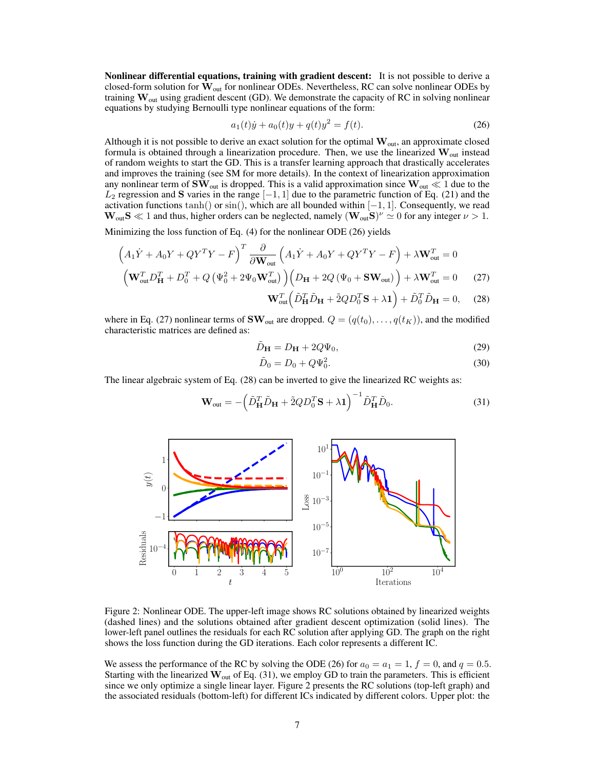**Nonlinear differential equations, training with gradient descent:** It is not possible to derive a closed-form solution for $\mathbf{W}_{\text{out}}$ for nonlinear ODEs. Nevertheless, RC can solve nonlinear ODEs by training $\mathbf{W}_{\text{out}}$ using gradient descent (GD). We demonstrate the capacity of RC in solving nonlinear equations by studying Bernoulli type nonlinear equations of the form:

$$a_1(t)\dot{y} + a_0(t)y + q(t)y^2 = f(t). \tag{26}$$

Although it is not possible to derive an exact solution for the optimal $\mathbf{W}_{\text{out}}$, an approximate closed formula is obtained through a linearization procedure. Then, we use the linearized $\mathbf{W}_{\text{out}}$ instead of random weights to start the GD. This is a transfer learning approach that drastically accelerates and improves the training (see SM for more details). In the context of linearization approximation any nonlinear term of $\mathbf{S}\mathbf{W}_{\text{out}}$ is dropped. This is a valid approximation since $\mathbf{W}_{\text{out}} \ll 1$ due to the $L_2$ regression and $\mathbf{S}$ varies in the range $[-1, 1]$ due to the parametric function of Eq. (21) and the activation functions $\tanh()$ or $\sin()$, which are all bounded within $[-1, 1]$. Consequently, we read $\mathbf{W}_{\text{out}}\mathbf{S} \ll 1$ and thus, higher orders can be neglected, namely $(\mathbf{W}_{\text{out}}\mathbf{S})^{\nu} \simeq 0$ for any integer $\nu > 1$.

Minimizing the loss function of Eq. (4) for the nonlinear ODE (26) yields

$$\left(A_1\dot{Y} + A_0 Y + QY^TY - F\right)^T \frac{\partial}{\partial \mathbf{W}_{\text{out}}}\left(A_1\dot{Y} + A_0 Y + QY^TY - F\right) + \lambda \mathbf{W}_{\text{out}}^T = 0$$

$$\left(\mathbf{W}_{\text{out}}^T D_{\mathbf{H}}^T + D_0^T + Q\left(\Psi_0^2 + 2\Psi_0 \mathbf{W}_{\text{out}}^T\right)\right)\left(D_{\mathbf{H}} + 2Q\left(\Psi_0 + \mathbf{S}\mathbf{W}_{\text{out}}\right)\right) + \lambda \mathbf{W}_{\text{out}}^T = 0 \tag{27}$$

$$\mathbf{W}_{\text{out}}^T\left(\tilde{D}_{\mathbf{H}}^T\tilde{D}_{\mathbf{H}} + \tilde{2}QD_0^T\mathbf{S} + \lambda\mathbf{1}\right) + \tilde{D}_0^T\tilde{D}_{\mathbf{H}} = 0, \tag{28}$$

where in Eq. (27) nonlinear terms of $\mathbf{S}\mathbf{W}_{\text{out}}$ are dropped. $Q = (q(t_0), \ldots, q(t_K))$, and the modified characteristic matrices are defined as:

$$\tilde{D}_{\mathbf{H}} = D_{\mathbf{H}} + 2Q\Psi_0, \tag{29}$$

$$\tilde{D}_0 = D_0 + Q\Psi_0^2. \tag{30}$$

The linear algebraic system of Eq. (28) can be inverted to give the linearized RC weights as:

$$\mathbf{W}_{\text{out}} = -\left(\tilde{D}_{\mathbf{H}}^T\tilde{D}_{\mathbf{H}} + \tilde{2}QD_0^T\mathbf{S} + \lambda\mathbf{1}\right)^{-1}\tilde{D}_{\mathbf{H}}^T\tilde{D}_0. \tag{31}$$

Figure 2: Nonlinear ODE. The upper-left image shows RC solutions obtained by linearized weights (dashed lines) and the solutions obtained after gradient descent optimization (solid lines). The lower-left panel outlines the residuals for each RC solution after applying GD. The graph on the right shows the loss function during the GD iterations. Each color represents a different IC.

We assess the performance of the RC by solving the ODE (26) for $a_0 = a_1 = 1$, $f = 0$, and $q = 0.5$. Starting with the linearized $\mathbf{W}_{\text{out}}$ of Eq. (31), we employ GD to train the parameters. This is efficient since we only optimize a single linear layer. Figure 2 presents the RC solutions (top-left graph) and the associated residuals (bottom-left) for different ICs indicated by different colors. Upper plot: the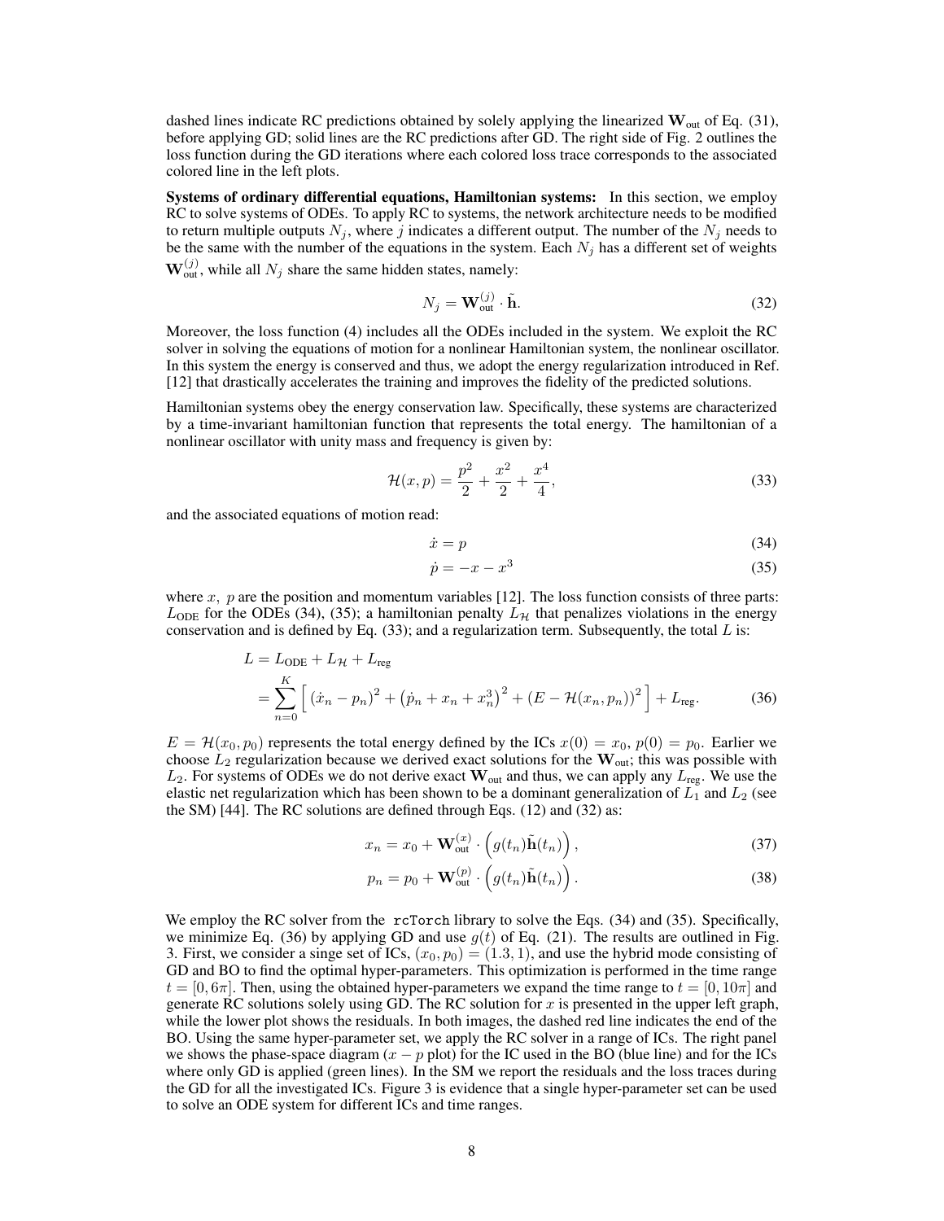dashed lines indicate RC predictions obtained by solely applying the linearized $\mathbf{W}_{\text{out}}$ of Eq. (31), before applying GD; solid lines are the RC predictions after GD. The right side of Fig. 2 outlines the loss function during the GD iterations where each colored loss trace corresponds to the associated colored line in the left plots.

**Systems of ordinary differential equations, Hamiltonian systems:** In this section, we employ RC to solve systems of ODEs. To apply RC to systems, the network architecture needs to be modified to return multiple outputs $N_j$, where $j$ indicates a different output. The number of the $N_j$ needs to be the same with the number of the equations in the system. Each $N_j$ has a different set of weights $\mathbf{W}_{\text{out}}^{(j)}$, while all $N_j$ share the same hidden states, namely:

$$N_j = \mathbf{W}_{\text{out}}^{(j)} \cdot \tilde{\mathbf{h}}. \tag{32}$$

Moreover, the loss function (4) includes all the ODEs included in the system. We exploit the RC solver in solving the equations of motion for a nonlinear Hamiltonian system, the nonlinear oscillator. In this system the energy is conserved and thus, we adopt the energy regularization introduced in Ref. [12] that drastically accelerates the training and improves the fidelity of the predicted solutions.

Hamiltonian systems obey the energy conservation law. Specifically, these systems are characterized by a time-invariant hamiltonian function that represents the total energy. The hamiltonian of a nonlinear oscillator with unity mass and frequency is given by:

$$\mathcal{H}(x,p) = \frac{p^2}{2} + \frac{x^2}{2} + \frac{x^4}{4}, \tag{33}$$

and the associated equations of motion read:

$$\dot{x} = p \tag{34}$$

$$\dot{p} = -x - x^3 \tag{35}$$

where $x,\ p$ are the position and momentum variables [12]. The loss function consists of three parts: $L_{\text{ODE}}$ for the ODEs (34), (35); a hamiltonian penalty $L_{\mathcal{H}}$ that penalizes violations in the energy conservation and is defined by Eq. (33); and a regularization term. Subsequently, the total $L$ is:

$$\begin{aligned} L &= L_{\text{ODE}} + L_{\mathcal{H}} + L_{\text{reg}} \\ &= \sum_{n=0}^{K} \Big[ \left(\dot{x}_n - p_n\right)^2 + \left(\dot{p}_n + x_n + x_n^3\right)^2 + \left(E - \mathcal{H}(x_n, p_n)\right)^2 \Big] + L_{\text{reg}}. \end{aligned} \tag{36}$$

$E = \mathcal{H}(x_0, p_0)$ represents the total energy defined by the ICs $x(0) = x_0$, $p(0) = p_0$. Earlier we choose $L_2$ regularization because we derived exact solutions for the $\mathbf{W}_{\text{out}}$; this was possible with $L_2$. For systems of ODEs we do not derive exact $\mathbf{W}_{\text{out}}$ and thus, we can apply any $L_{\text{reg}}$. We use the elastic net regularization which has been shown to be a dominant generalization of $L_1$ and $L_2$ (see the SM) [44]. The RC solutions are defined through Eqs. (12) and (32) as:

$$x_n = x_0 + \mathbf{W}_{\text{out}}^{(x)} \cdot \Big( g(t_n) \tilde{\mathbf{h}}(t_n) \Big), \tag{37}$$

$$p_n = p_0 + \mathbf{W}_{\text{out}}^{(p)} \cdot \Big( g(t_n) \tilde{\mathbf{h}}(t_n) \Big). \tag{38}$$

We employ the RC solver from the `rcTorch` library to solve the Eqs. (34) and (35). Specifically, we minimize Eq. (36) by applying GD and use $g(t)$ of Eq. (21). The results are outlined in Fig. 3. First, we consider a singe set of ICs, $(x_0, p_0) = (1.3, 1)$, and use the hybrid mode consisting of GD and BO to find the optimal hyper-parameters. This optimization is performed in the time range $t = [0, 6\pi]$. Then, using the obtained hyper-parameters we expand the time range to $t = [0, 10\pi]$ and generate RC solutions solely using GD. The RC solution for $x$ is presented in the upper left graph, while the lower plot shows the residuals. In both images, the dashed red line indicates the end of the BO. Using the same hyper-parameter set, we apply the RC solver in a range of ICs. The right panel we shows the phase-space diagram ($x - p$ plot) for the IC used in the BO (blue line) and for the ICs where only GD is applied (green lines). In the SM we report the residuals and the loss traces during the GD for all the investigated ICs. Figure 3 is evidence that a single hyper-parameter set can be used to solve an ODE system for different ICs and time ranges.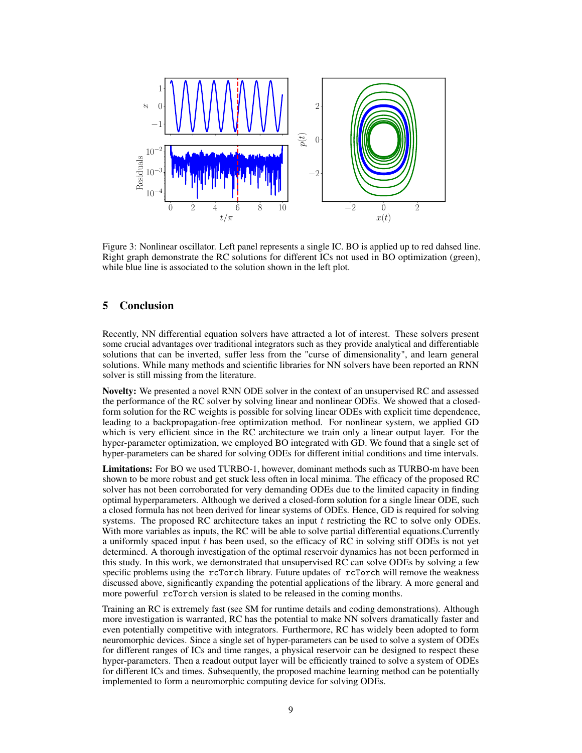Figure 3: Nonlinear oscillator. Left panel represents a single IC. BO is applied up to red dahsed line. Right graph demonstrate the RC solutions for different ICs not used in BO optimization (green), while blue line is associated to the solution shown in the left plot.

## 5 Conclusion

Recently, NN differential equation solvers have attracted a lot of interest. These solvers present some crucial advantages over traditional integrators such as they provide analytical and differentiable solutions that can be inverted, suffer less from the "curse of dimensionality", and learn general solutions. While many methods and scientific libraries for NN solvers have been reported an RNN solver is still missing from the literature.

**Novelty:** We presented a novel RNN ODE solver in the context of an unsupervised RC and assessed the performance of the RC solver by solving linear and nonlinear ODEs. We showed that a closed-form solution for the RC weights is possible for solving linear ODEs with explicit time dependence, leading to a backpropagation-free optimization method. For nonlinear system, we applied GD which is very efficient since in the RC architecture we train only a linear output layer. For the hyper-parameter optimization, we employed BO integrated with GD. We found that a single set of hyper-parameters can be shared for solving ODEs for different initial conditions and time intervals.

**Limitations:** For BO we used TURBO-1, however, dominant methods such as TURBO-m have been shown to be more robust and get stuck less often in local minima. The efficacy of the proposed RC solver has not been corroborated for very demanding ODEs due to the limited capacity in finding optimal hyperparameters. Although we derived a closed-form solution for a single linear ODE, such a closed formula has not been derived for linear systems of ODEs. Hence, GD is required for solving systems. The proposed RC architecture takes an input $t$ restricting the RC to solve only ODEs. With more variables as inputs, the RC will be able to solve partial differential equations.Currently a uniformly spaced input $t$ has been used, so the efficacy of RC in solving stiff ODEs is not yet determined. A thorough investigation of the optimal reservoir dynamics has not been performed in this study. In this work, we demonstrated that unsupervised RC can solve ODEs by solving a few specific problems using the `rcTorch` library. Future updates of `rcTorch` will remove the weakness discussed above, significantly expanding the potential applications of the library. A more general and more powerful `rcTorch` version is slated to be released in the coming months.

Training an RC is extremely fast (see SM for runtime details and coding demonstrations). Although more investigation is warranted, RC has the potential to make NN solvers dramatically faster and even potentially competitive with integrators. Furthermore, RC has widely been adopted to form neuromorphic devices. Since a single set of hyper-parameters can be used to solve a system of ODEs for different ranges of ICs and time ranges, a physical reservoir can be designed to respect these hyper-parameters. Then a readout output layer will be efficiently trained to solve a system of ODEs for different ICs and times. Subsequently, the proposed machine learning method can be potentially implemented to form a neuromorphic computing device for solving ODEs.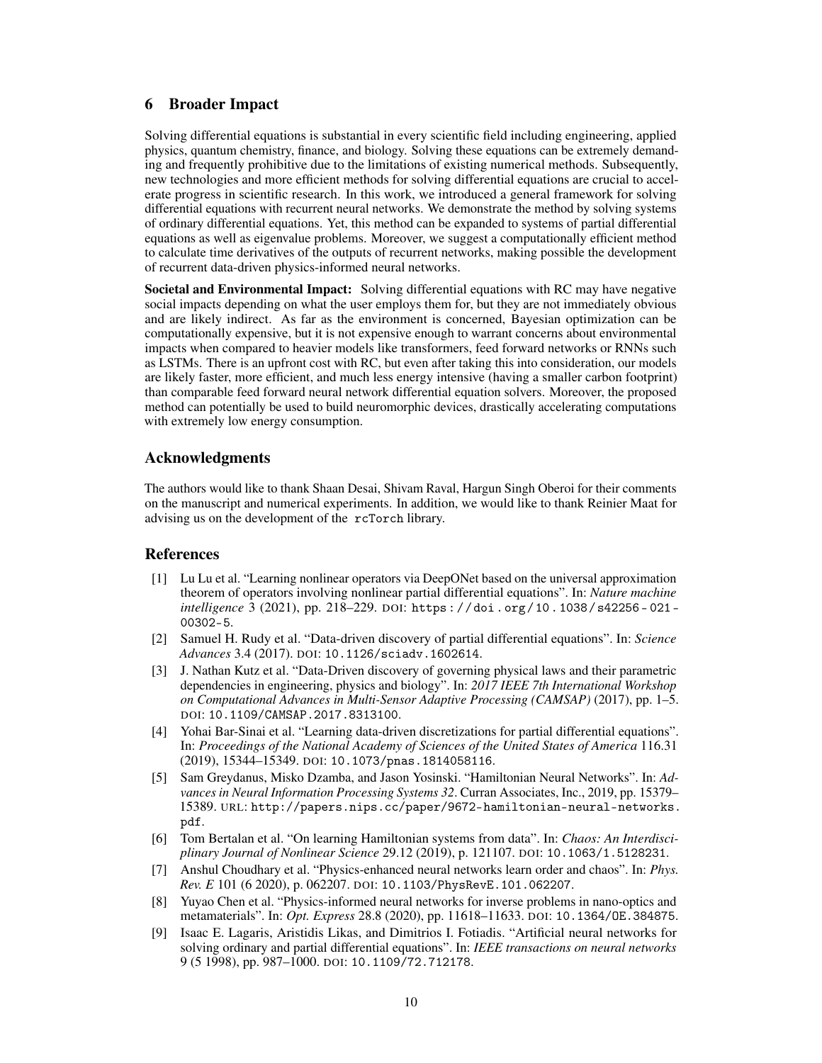## 6 Broader Impact

Solving differential equations is substantial in every scientific field including engineering, applied physics, quantum chemistry, finance, and biology. Solving these equations can be extremely demanding and frequently prohibitive due to the limitations of existing numerical methods. Subsequently, new technologies and more efficient methods for solving differential equations are crucial to accelerate progress in scientific research. In this work, we introduced a general framework for solving differential equations with recurrent neural networks. We demonstrate the method by solving systems of ordinary differential equations. Yet, this method can be expanded to systems of partial differential equations as well as eigenvalue problems. Moreover, we suggest a computationally efficient method to calculate time derivatives of the outputs of recurrent networks, making possible the development of recurrent data-driven physics-informed neural networks.

**Societal and Environmental Impact:** Solving differential equations with RC may have negative social impacts depending on what the user employs them for, but they are not immediately obvious and are likely indirect. As far as the environment is concerned, Bayesian optimization can be computationally expensive, but it is not expensive enough to warrant concerns about environmental impacts when compared to heavier models like transformers, feed forward networks or RNNs such as LSTMs. There is an upfront cost with RC, but even after taking this into consideration, our models are likely faster, more efficient, and much less energy intensive (having a smaller carbon footprint) than comparable feed forward neural network differential equation solvers. Moreover, the proposed method can potentially be used to build neuromorphic devices, drastically accelerating computations with extremely low energy consumption.

## Acknowledgments

The authors would like to thank Shaan Desai, Shivam Raval, Hargun Singh Oberoi for their comments on the manuscript and numerical experiments. In addition, we would like to thank Reinier Maat for advising us on the development of the `rcTorch` library.

## References

[1] Lu Lu et al. "Learning nonlinear operators via DeepONet based on the universal approximation theorem of operators involving nonlinear partial differential equations". In: *Nature machine intelligence* 3 (2021), pp. 218–229. DOI: https://doi.org/10.1038/s42256-021-00302-5.

[2] Samuel H. Rudy et al. "Data-driven discovery of partial differential equations". In: *Science Advances* 3.4 (2017). DOI: 10.1126/sciadv.1602614.

[3] J. Nathan Kutz et al. "Data-Driven discovery of governing physical laws and their parametric dependencies in engineering, physics and biology". In: *2017 IEEE 7th International Workshop on Computational Advances in Multi-Sensor Adaptive Processing (CAMSAP)* (2017), pp. 1–5. DOI: 10.1109/CAMSAP.2017.8313100.

[4] Yohai Bar-Sinai et al. "Learning data-driven discretizations for partial differential equations". In: *Proceedings of the National Academy of Sciences of the United States of America* 116.31 (2019), 15344–15349. DOI: 10.1073/pnas.1814058116.

[5] Sam Greydanus, Misko Dzamba, and Jason Yosinski. "Hamiltonian Neural Networks". In: *Advances in Neural Information Processing Systems 32*. Curran Associates, Inc., 2019, pp. 15379–15389. URL: http://papers.nips.cc/paper/9672-hamiltonian-neural-networks.pdf.

[6] Tom Bertalan et al. "On learning Hamiltonian systems from data". In: *Chaos: An Interdisciplinary Journal of Nonlinear Science* 29.12 (2019), p. 121107. DOI: 10.1063/1.5128231.

[7] Anshul Choudhary et al. "Physics-enhanced neural networks learn order and chaos". In: *Phys. Rev. E* 101 (6 2020), p. 062207. DOI: 10.1103/PhysRevE.101.062207.

[8] Yuyao Chen et al. "Physics-informed neural networks for inverse problems in nano-optics and metamaterials". In: *Opt. Express* 28.8 (2020), pp. 11618–11633. DOI: 10.1364/OE.384875.

[9] Isaac E. Lagaris, Aristidis Likas, and Dimitrios I. Fotiadis. "Artificial neural networks for solving ordinary and partial differential equations". In: *IEEE transactions on neural networks* 9 (5 1998), pp. 987–1000. DOI: 10.1109/72.712178.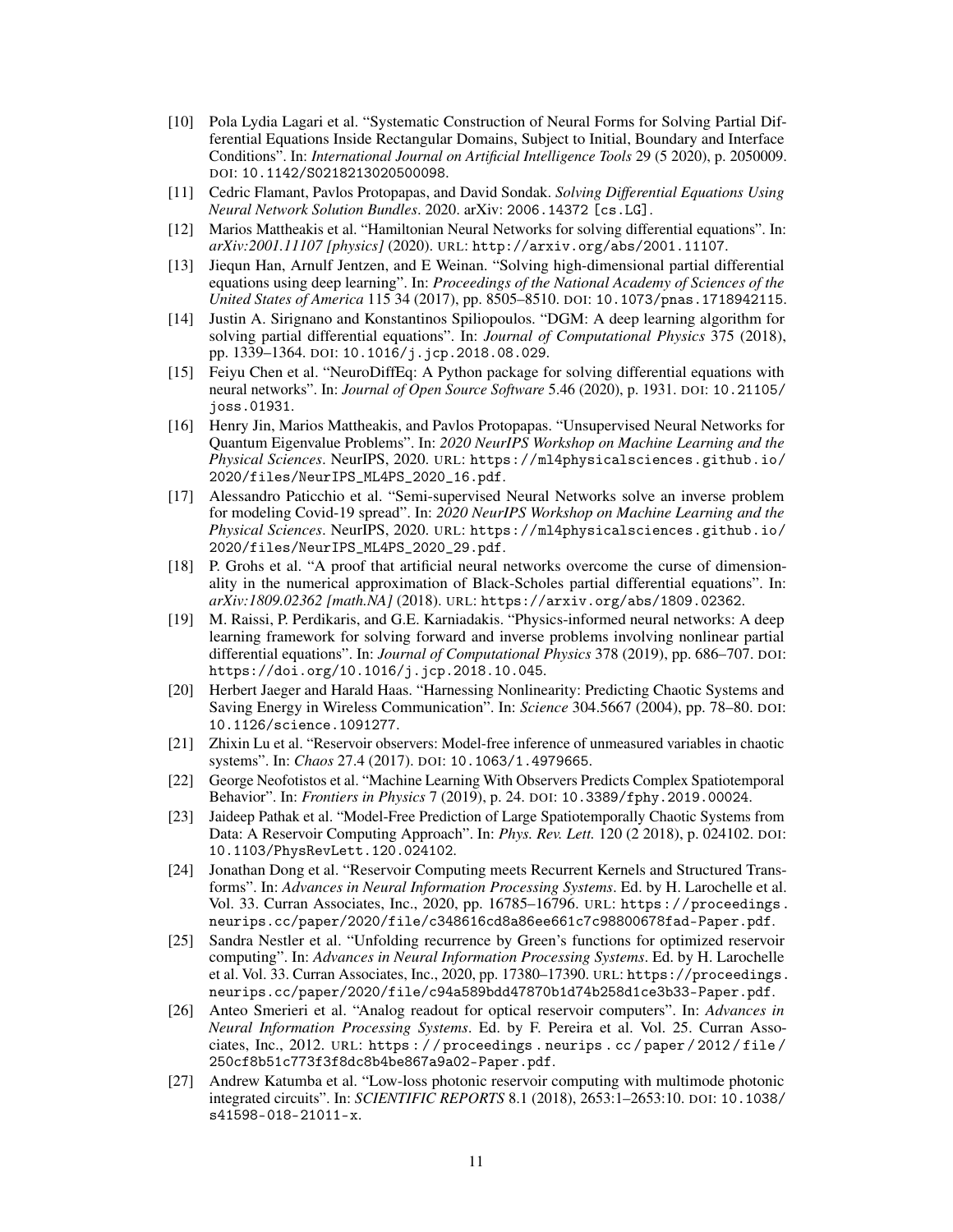[10] Pola Lydia Lagari et al. "Systematic Construction of Neural Forms for Solving Partial Differential Equations Inside Rectangular Domains, Subject to Initial, Boundary and Interface Conditions". In: *International Journal on Artificial Intelligence Tools* 29 (5 2020), p. 2050009. DOI: 10.1142/S0218213020500098.

[11] Cedric Flamant, Pavlos Protopapas, and David Sondak. *Solving Differential Equations Using Neural Network Solution Bundles*. 2020. arXiv: 2006.14372 [cs.LG].

[12] Marios Mattheakis et al. "Hamiltonian Neural Networks for solving differential equations". In: *arXiv:2001.11107 [physics]* (2020). URL: http://arxiv.org/abs/2001.11107.

[13] Jiequn Han, Arnulf Jentzen, and E Weinan. "Solving high-dimensional partial differential equations using deep learning". In: *Proceedings of the National Academy of Sciences of the United States of America* 115 34 (2017), pp. 8505–8510. DOI: 10.1073/pnas.1718942115.

[14] Justin A. Sirignano and Konstantinos Spiliopoulos. "DGM: A deep learning algorithm for solving partial differential equations". In: *Journal of Computational Physics* 375 (2018), pp. 1339–1364. DOI: 10.1016/j.jcp.2018.08.029.

[15] Feiyu Chen et al. "NeuroDiffEq: A Python package for solving differential equations with neural networks". In: *Journal of Open Source Software* 5.46 (2020), p. 1931. DOI: 10.21105/joss.01931.

[16] Henry Jin, Marios Mattheakis, and Pavlos Protopapas. "Unsupervised Neural Networks for Quantum Eigenvalue Problems". In: *2020 NeurIPS Workshop on Machine Learning and the Physical Sciences*. NeurIPS, 2020. URL: https://ml4physicalsciences.github.io/2020/files/NeurIPS_ML4PS_2020_16.pdf.

[17] Alessandro Paticchio et al. "Semi-supervised Neural Networks solve an inverse problem for modeling Covid-19 spread". In: *2020 NeurIPS Workshop on Machine Learning and the Physical Sciences*. NeurIPS, 2020. URL: https://ml4physicalsciences.github.io/2020/files/NeurIPS_ML4PS_2020_29.pdf.

[18] P. Grohs et al. "A proof that artificial neural networks overcome the curse of dimensionality in the numerical approximation of Black-Scholes partial differential equations". In: *arXiv:1809.02362 [math.NA]* (2018). URL: https://arxiv.org/abs/1809.02362.

[19] M. Raissi, P. Perdikaris, and G.E. Karniadakis. "Physics-informed neural networks: A deep learning framework for solving forward and inverse problems involving nonlinear partial differential equations". In: *Journal of Computational Physics* 378 (2019), pp. 686–707. DOI: https://doi.org/10.1016/j.jcp.2018.10.045.

[20] Herbert Jaeger and Harald Haas. "Harnessing Nonlinearity: Predicting Chaotic Systems and Saving Energy in Wireless Communication". In: *Science* 304.5667 (2004), pp. 78–80. DOI: 10.1126/science.1091277.

[21] Zhixin Lu et al. "Reservoir observers: Model-free inference of unmeasured variables in chaotic systems". In: *Chaos* 27.4 (2017). DOI: 10.1063/1.4979665.

[22] George Neofotistos et al. "Machine Learning With Observers Predicts Complex Spatiotemporal Behavior". In: *Frontiers in Physics* 7 (2019), p. 24. DOI: 10.3389/fphy.2019.00024.

[23] Jaideep Pathak et al. "Model-Free Prediction of Large Spatiotemporally Chaotic Systems from Data: A Reservoir Computing Approach". In: *Phys. Rev. Lett.* 120 (2 2018), p. 024102. DOI: 10.1103/PhysRevLett.120.024102.

[24] Jonathan Dong et al. "Reservoir Computing meets Recurrent Kernels and Structured Transforms". In: *Advances in Neural Information Processing Systems*. Ed. by H. Larochelle et al. Vol. 33. Curran Associates, Inc., 2020, pp. 16785–16796. URL: https://proceedings.neurips.cc/paper/2020/file/c348616cd8a86ee661c7c98800678fad-Paper.pdf.

[25] Sandra Nestler et al. "Unfolding recurrence by Green's functions for optimized reservoir computing". In: *Advances in Neural Information Processing Systems*. Ed. by H. Larochelle et al. Vol. 33. Curran Associates, Inc., 2020, pp. 17380–17390. URL: https://proceedings.neurips.cc/paper/2020/file/c94a589bdd47870b1d74b258d1ce3b33-Paper.pdf.

[26] Anteo Smerieri et al. "Analog readout for optical reservoir computers". In: *Advances in Neural Information Processing Systems*. Ed. by F. Pereira et al. Vol. 25. Curran Associates, Inc., 2012. URL: https://proceedings.neurips.cc/paper/2012/file/250cf8b51c773f3f8dc8b4be867a9a02-Paper.pdf.

[27] Andrew Katumba et al. "Low-loss photonic reservoir computing with multimode photonic integrated circuits". In: *SCIENTIFIC REPORTS* 8.1 (2018), 2653:1–2653:10. DOI: 10.1038/s41598-018-21011-x.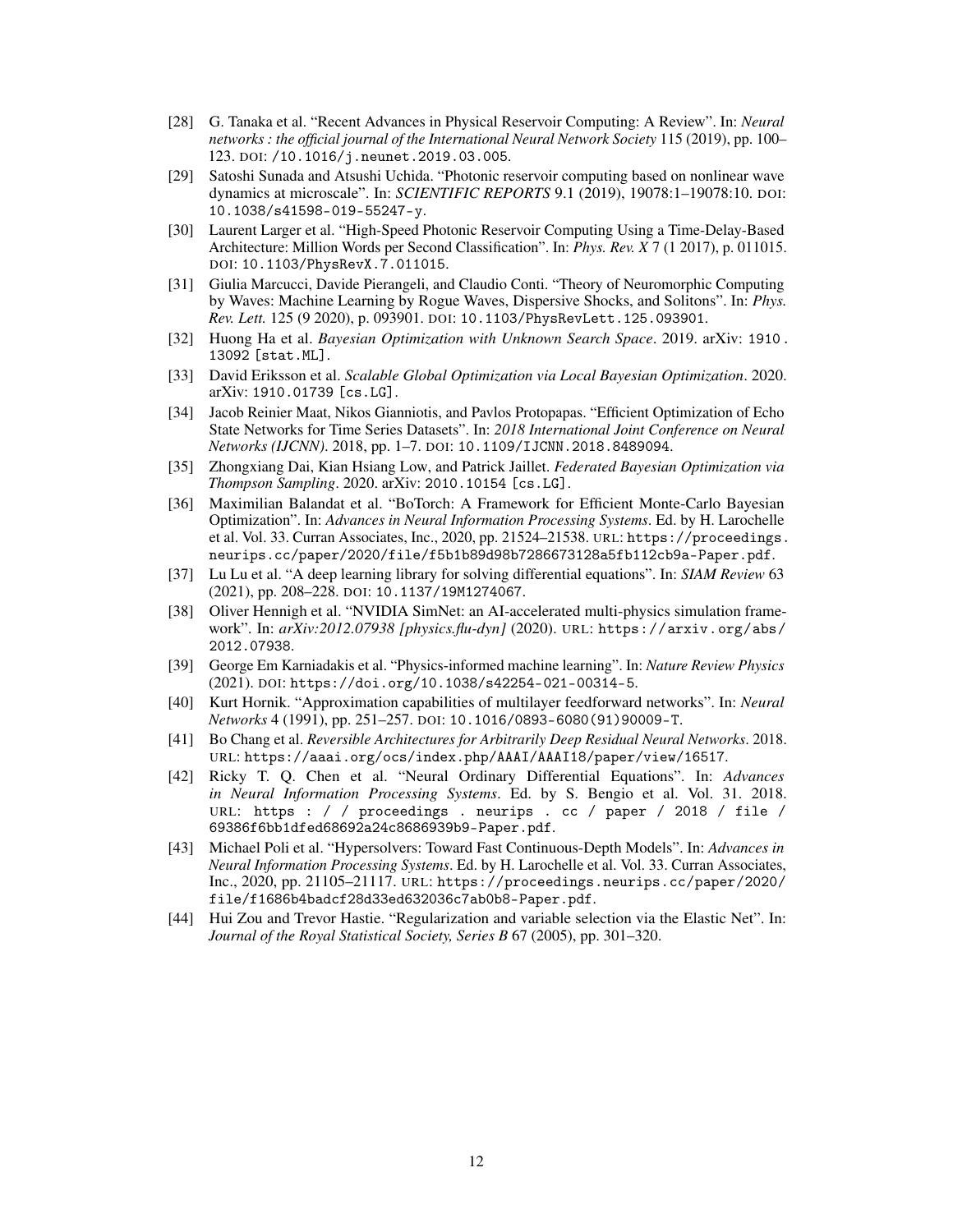- [28] G. Tanaka et al. “Recent Advances in Physical Reservoir Computing: A Review”. In: *Neural networks : the official journal of the International Neural Network Society* 115 (2019), pp. 100–123. DOI: /10.1016/j.neunet.2019.03.005.
- [29] Satoshi Sunada and Atsushi Uchida. “Photonic reservoir computing based on nonlinear wave dynamics at microscale”. In: *SCIENTIFIC REPORTS* 9.1 (2019), 19078:1–19078:10. DOI: 10.1038/s41598-019-55247-y.
- [30] Laurent Larger et al. “High-Speed Photonic Reservoir Computing Using a Time-Delay-Based Architecture: Million Words per Second Classification”. In: *Phys. Rev. X* 7 (1 2017), p. 011015. DOI: 10.1103/PhysRevX.7.011015.
- [31] Giulia Marcucci, Davide Pierangeli, and Claudio Conti. “Theory of Neuromorphic Computing by Waves: Machine Learning by Rogue Waves, Dispersive Shocks, and Solitons”. In: *Phys. Rev. Lett.* 125 (9 2020), p. 093901. DOI: 10.1103/PhysRevLett.125.093901.
- [32] Huong Ha et al. *Bayesian Optimization with Unknown Search Space*. 2019. arXiv: 1910.13092 [stat.ML].
- [33] David Eriksson et al. *Scalable Global Optimization via Local Bayesian Optimization*. 2020. arXiv: 1910.01739 [cs.LG].
- [34] Jacob Reinier Maat, Nikos Gianniotis, and Pavlos Protopapas. “Efficient Optimization of Echo State Networks for Time Series Datasets”. In: *2018 International Joint Conference on Neural Networks (IJCNN)*. 2018, pp. 1–7. DOI: 10.1109/IJCNN.2018.8489094.
- [35] Zhongxiang Dai, Kian Hsiang Low, and Patrick Jaillet. *Federated Bayesian Optimization via Thompson Sampling*. 2020. arXiv: 2010.10154 [cs.LG].
- [36] Maximilian Balandat et al. “BoTorch: A Framework for Efficient Monte-Carlo Bayesian Optimization”. In: *Advances in Neural Information Processing Systems*. Ed. by H. Larochelle et al. Vol. 33. Curran Associates, Inc., 2020, pp. 21524–21538. URL: https://proceedings.neurips.cc/paper/2020/file/f5b1b89d98b7286673128a5fb112cb9a-Paper.pdf.
- [37] Lu Lu et al. “A deep learning library for solving differential equations”. In: *SIAM Review* 63 (2021), pp. 208–228. DOI: 10.1137/19M1274067.
- [38] Oliver Hennigh et al. “NVIDIA SimNet: an AI-accelerated multi-physics simulation framework”. In: *arXiv:2012.07938 [physics.flu-dyn]* (2020). URL: https://arxiv.org/abs/2012.07938.
- [39] George Em Karniadakis et al. “Physics-informed machine learning”. In: *Nature Review Physics* (2021). DOI: https://doi.org/10.1038/s42254-021-00314-5.
- [40] Kurt Hornik. “Approximation capabilities of multilayer feedforward networks”. In: *Neural Networks* 4 (1991), pp. 251–257. DOI: 10.1016/0893-6080(91)90009-T.
- [41] Bo Chang et al. *Reversible Architectures for Arbitrarily Deep Residual Neural Networks*. 2018. URL: https://aaai.org/ocs/index.php/AAAI/AAAI18/paper/view/16517.
- [42] Ricky T. Q. Chen et al. “Neural Ordinary Differential Equations”. In: *Advances in Neural Information Processing Systems*. Ed. by S. Bengio et al. Vol. 31. 2018. URL: https://proceedings.neurips.cc/paper/2018/file/69386f6bb1dfed68692a24c8686939b9-Paper.pdf.
- [43] Michael Poli et al. “Hypersolvers: Toward Fast Continuous-Depth Models”. In: *Advances in Neural Information Processing Systems*. Ed. by H. Larochelle et al. Vol. 33. Curran Associates, Inc., 2020, pp. 21105–21117. URL: https://proceedings.neurips.cc/paper/2020/file/f1686b4badcf28d33ed632036c7ab0b8-Paper.pdf.
- [44] Hui Zou and Trevor Hastie. “Regularization and variable selection via the Elastic Net”. In: *Journal of the Royal Statistical Society, Series B* 67 (2005), pp. 301–320.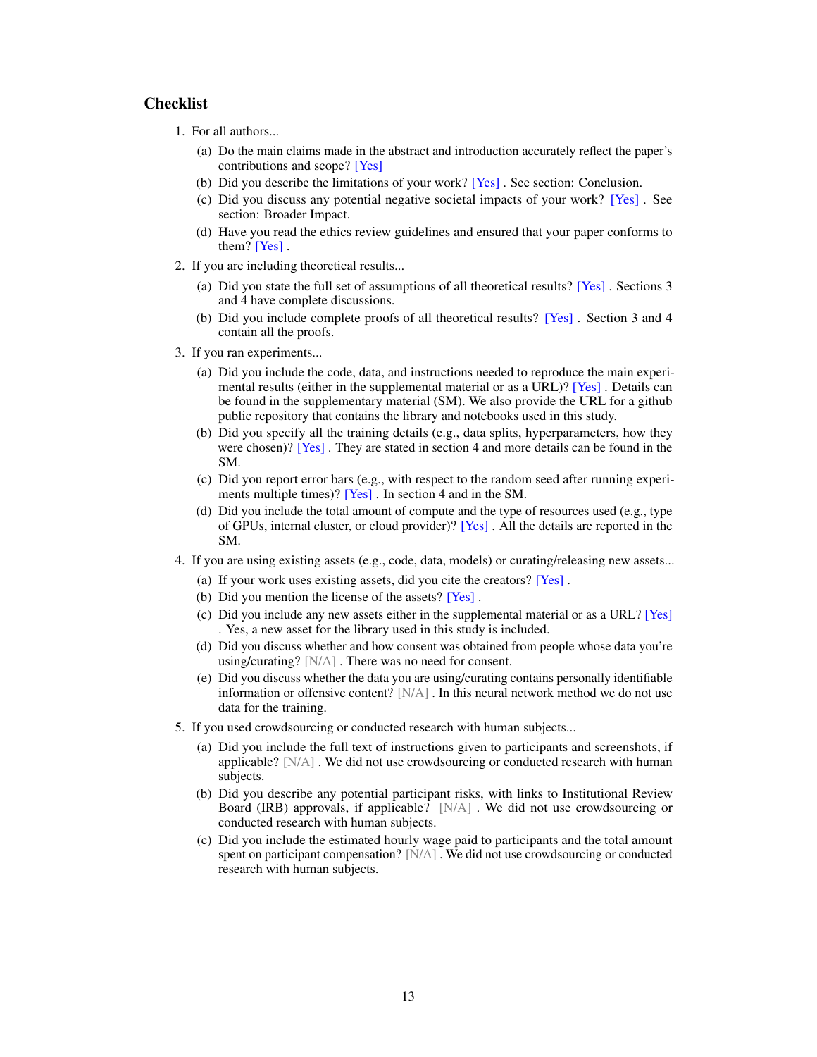## Checklist

1. For all authors...
   (a) Do the main claims made in the abstract and introduction accurately reflect the paper's contributions and scope? [Yes]
   (b) Did you describe the limitations of your work? [Yes] . See section: Conclusion.
   (c) Did you discuss any potential negative societal impacts of your work? [Yes] . See section: Broader Impact.
   (d) Have you read the ethics review guidelines and ensured that your paper conforms to them? [Yes] .
2. If you are including theoretical results...
   (a) Did you state the full set of assumptions of all theoretical results? [Yes] . Sections 3 and 4 have complete discussions.
   (b) Did you include complete proofs of all theoretical results? [Yes] . Section 3 and 4 contain all the proofs.
3. If you ran experiments...
   (a) Did you include the code, data, and instructions needed to reproduce the main experimental results (either in the supplemental material or as a URL)? [Yes] . Details can be found in the supplementary material (SM). We also provide the URL for a github public repository that contains the library and notebooks used in this study.
   (b) Did you specify all the training details (e.g., data splits, hyperparameters, how they were chosen)? [Yes] . They are stated in section 4 and more details can be found in the SM.
   (c) Did you report error bars (e.g., with respect to the random seed after running experiments multiple times)? [Yes] . In section 4 and in the SM.
   (d) Did you include the total amount of compute and the type of resources used (e.g., type of GPUs, internal cluster, or cloud provider)? [Yes] . All the details are reported in the SM.
4. If you are using existing assets (e.g., code, data, models) or curating/releasing new assets...
   (a) If your work uses existing assets, did you cite the creators? [Yes] .
   (b) Did you mention the license of the assets? [Yes] .
   (c) Did you include any new assets either in the supplemental material or as a URL? [Yes] . Yes, a new asset for the library used in this study is included.
   (d) Did you discuss whether and how consent was obtained from people whose data you're using/curating? [N/A] . There was no need for consent.
   (e) Did you discuss whether the data you are using/curating contains personally identifiable information or offensive content? [N/A] . In this neural network method we do not use data for the training.
5. If you used crowdsourcing or conducted research with human subjects...
   (a) Did you include the full text of instructions given to participants and screenshots, if applicable? [N/A] . We did not use crowdsourcing or conducted research with human subjects.
   (b) Did you describe any potential participant risks, with links to Institutional Review Board (IRB) approvals, if applicable? [N/A] . We did not use crowdsourcing or conducted research with human subjects.
   (c) Did you include the estimated hourly wage paid to participants and the total amount spent on participant compensation? [N/A] . We did not use crowdsourcing or conducted research with human subjects.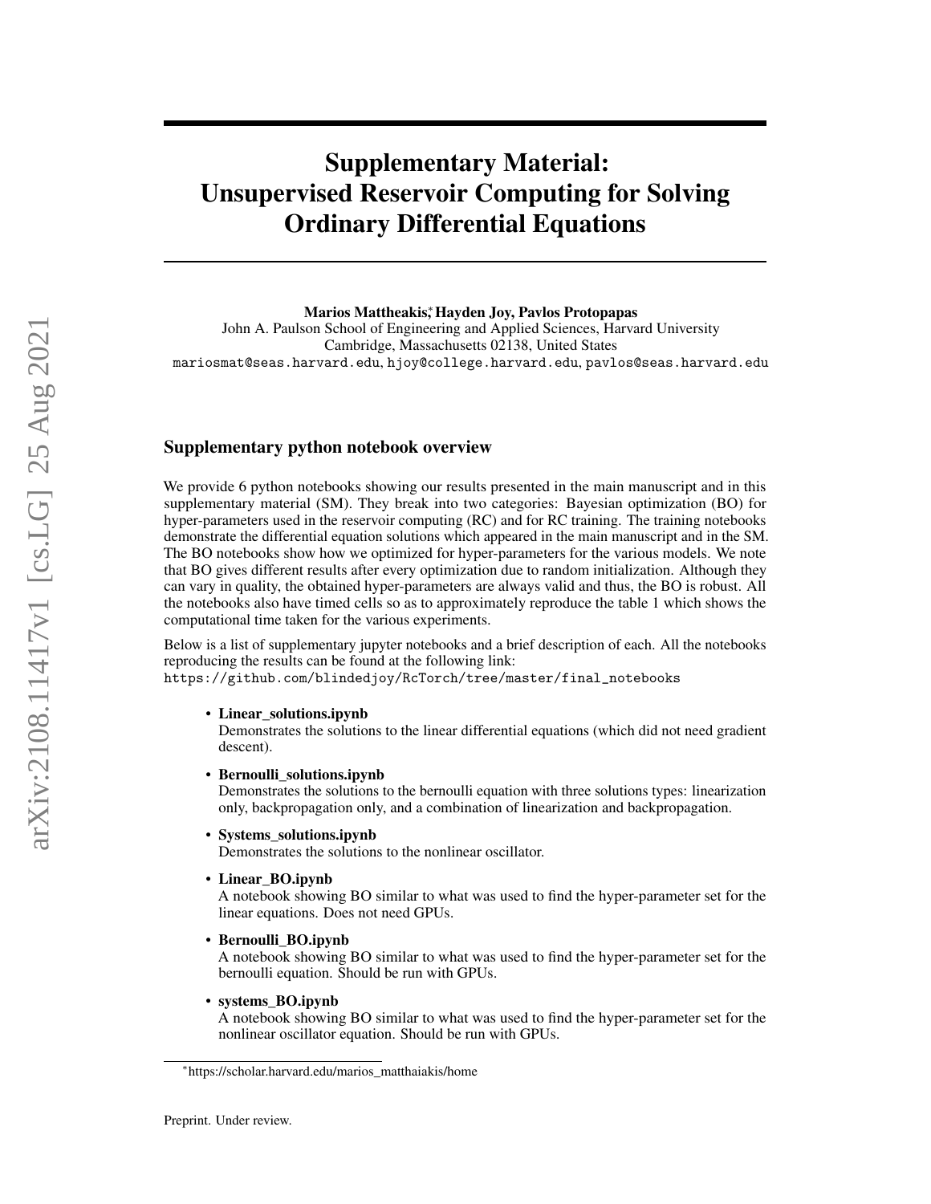# Supplementary Material: Unsupervised Reservoir Computing for Solving Ordinary Differential Equations

**Marios Mattheakis,*[1] Hayden Joy, Pavlos Protopapas**

John A. Paulson School of Engineering and Applied Sciences, Harvard University
Cambridge, Massachusetts 02138, United States
mariosmat@seas.harvard.edu, hjoy@college.harvard.edu, pavlos@seas.harvard.edu

## Supplementary python notebook overview

We provide 6 python notebooks showing our results presented in the main manuscript and in this supplementary material (SM). They break into two categories: Bayesian optimization (BO) for hyper-parameters used in the reservoir computing (RC) and for RC training. The training notebooks demonstrate the differential equation solutions which appeared in the main manuscript and in the SM. The BO notebooks show how we optimized for hyper-parameters for the various models. We note that BO gives different results after every optimization due to random initialization. Although they can vary in quality, the obtained hyper-parameters are always valid and thus, the BO is robust. All the notebooks also have timed cells so as to approximately reproduce the table 1 which shows the computational time taken for the various experiments.

Below is a list of supplementary jupyter notebooks and a brief description of each. All the notebooks reproducing the results can be found at the following link:
https://github.com/blindedjoy/RcTorch/tree/master/final_notebooks

- **Linear_solutions.ipynb**
  Demonstrates the solutions to the linear differential equations (which did not need gradient descent).
- **Bernoulli_solutions.ipynb**
  Demonstrates the solutions to the bernoulli equation with three solutions types: linearization only, backpropagation only, and a combination of linearization and backpropagation.
- **Systems_solutions.ipynb**
  Demonstrates the solutions to the nonlinear oscillator.
- **Linear_BO.ipynb**
  A notebook showing BO similar to what was used to find the hyper-parameter set for the linear equations. Does not need GPUs.
- **Bernoulli_BO.ipynb**
  A notebook showing BO similar to what was used to find the hyper-parameter set for the bernoulli equation. Should be run with GPUs.
- **systems_BO.ipynb**
  A notebook showing BO similar to what was used to find the hyper-parameter set for the nonlinear oscillator equation. Should be run with GPUs.

[1] https://scholar.harvard.edu/marios_matthaiakis/home

Preprint. Under review.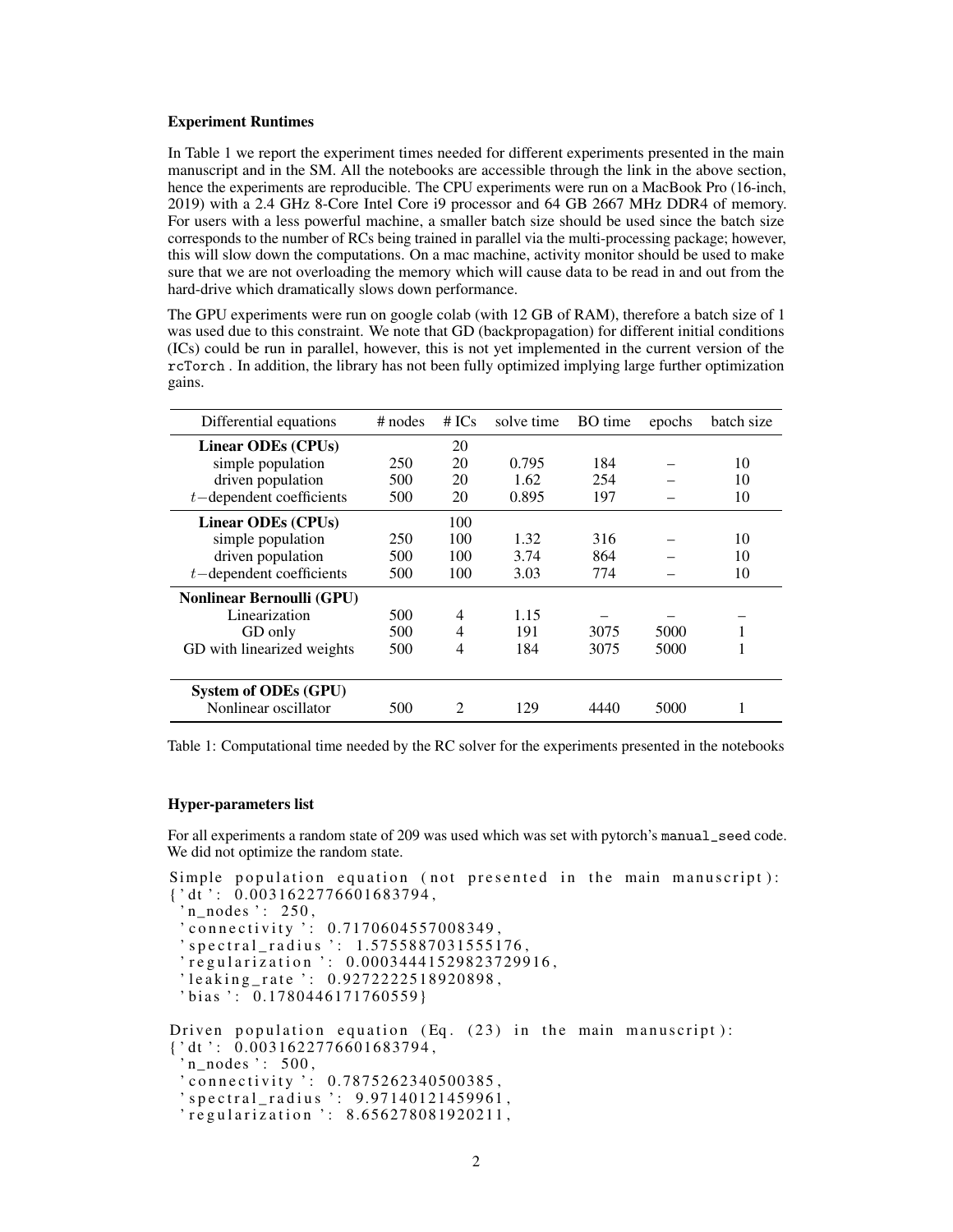**Experiment Runtimes**

In Table 1 we report the experiment times needed for different experiments presented in the main manuscript and in the SM. All the notebooks are accessible through the link in the above section, hence the experiments are reproducible. The CPU experiments were run on a MacBook Pro (16-inch, 2019) with a 2.4 GHz 8-Core Intel Core i9 processor and 64 GB 2667 MHz DDR4 of memory. For users with a less powerful machine, a smaller batch size should be used since the batch size corresponds to the number of RCs being trained in parallel via the multi-processing package; however, this will slow down the computations. On a mac machine, activity monitor should be used to make sure that we are not overloading the memory which will cause data to be read in and out from the hard-drive which dramatically slows down performance.

The GPU experiments were run on google colab (with 12 GB of RAM), therefore a batch size of 1 was used due to this constraint. We note that GD (backpropagation) for different initial conditions (ICs) could be run in parallel, however, this is not yet implemented in the current version of the `rcTorch` . In addition, the library has not been fully optimized implying large further optimization gains.

| Differential equations | # nodes | # ICs | solve time | BO time | epochs | batch size |
|---|---|---|---|---|---|---|
| **Linear ODEs (CPUs)** | | 20 | | | | |
| simple population | 250 | 20 | 0.795 | 184 | – | 10 |
| driven population | 500 | 20 | 1.62 | 254 | – | 10 |
| $t-$dependent coefficients | 500 | 20 | 0.895 | 197 | – | 10 |
| **Linear ODEs (CPUs)** | | 100 | | | | |
| simple population | 250 | 100 | 1.32 | 316 | – | 10 |
| driven population | 500 | 100 | 3.74 | 864 | – | 10 |
| $t-$dependent coefficients | 500 | 100 | 3.03 | 774 | – | 10 |
| **Nonlinear Bernoulli (GPU)** | | | | | | |
| Linearization | 500 | 4 | 1.15 | – | – | – |
| GD only | 500 | 4 | 191 | 3075 | 5000 | 1 |
| GD with linearized weights | 500 | 4 | 184 | 3075 | 5000 | 1 |
| **System of ODEs (GPU)** | | | | | | |
| Nonlinear oscillator | 500 | 2 | 129 | 4440 | 5000 | 1 |

Table 1: Computational time needed by the RC solver for the experiments presented in the notebooks

**Hyper-parameters list**

For all experiments a random state of 209 was used which was set with pytorch's `manual_seed` code. We did not optimize the random state.

```
Simple population equation (not presented in the main manuscript):
{'dt': 0.0031622776601683794,
 'n_nodes': 250,
 'connectivity': 0.7170604557008349,
 'spectral_radius': 1.5755887031555176,
 'regularization': 0.00034441529823729916,
 'leaking_rate': 0.9272222518920898,
 'bias': 0.1780446171760559}

Driven population equation (Eq. (23) in the main manuscript):
{'dt': 0.0031622776601683794,
 'n_nodes': 500,
 'connectivity': 0.7875262340500385,
 'spectral_radius': 9.97140121459961,
 'regularization': 8.656278081920211,
```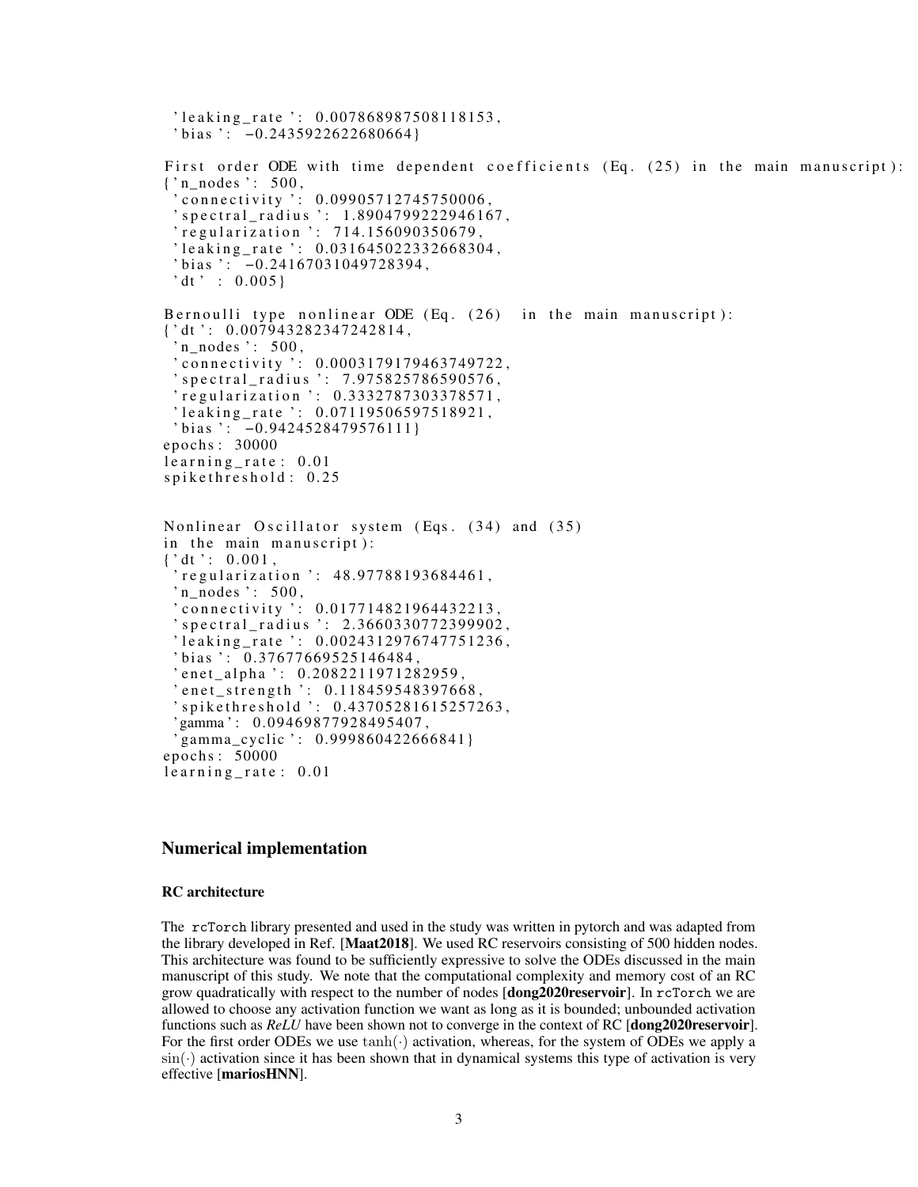```
 'leaking_rate': 0.007868987508118153,
 'bias': -0.2435922622680664}
```

```
First order ODE with time dependent coefficients (Eq. (25) in the main manuscript):
{'n_nodes': 500,
 'connectivity': 0.09905712745750006,
 'spectral_radius': 1.8904799222946167,
 'regularization': 714.156090350679,
 'leaking_rate': 0.031645022332668304,
 'bias': -0.24167031049728394,
 'dt' : 0.005}
```

```
Bernoulli type nonlinear ODE (Eq. (26)  in the main manuscript):
{'dt': 0.007943282347242814,
 'n_nodes': 500,
 'connectivity': 0.0003179179463749722,
 'spectral_radius': 7.975825786590576,
 'regularization': 0.3332787303378571,
 'leaking_rate': 0.07119506597518921,
 'bias': -0.9424528479576111}
epochs: 30000
learning_rate: 0.01
spikethreshold: 0.25
```

```
Nonlinear Oscillator system (Eqs. (34) and (35)
in the main manuscript):
{'dt': 0.001,
 'regularization': 48.97788193684461,
 'n_nodes': 500,
 'connectivity': 0.017714821964432213,
 'spectral_radius': 2.3660330772399902,
 'leaking_rate': 0.0024312976747751236,
 'bias': 0.37677669525146484,
 'enet_alpha': 0.2082211971282959,
 'enet_strength': 0.118459548397668,
 'spikethreshold': 0.43705281615257263,
 'gamma': 0.09469877928495407,
 'gamma_cyclic': 0.999860422666841}
epochs: 50000
learning_rate: 0.01
```

## Numerical implementation

### RC architecture

The rcTorch library presented and used in the study was written in pytorch and was adapted from the library developed in Ref. [**Maat2018**]. We used RC reservoirs consisting of 500 hidden nodes. This architecture was found to be sufficiently expressive to solve the ODEs discussed in the main manuscript of this study. We note that the computational complexity and memory cost of an RC grow quadratically with respect to the number of nodes [**dong2020reservoir**]. In rcTorch we are allowed to choose any activation function we want as long as it is bounded; unbounded activation functions such as *ReLU* have been shown not to converge in the context of RC [**dong2020reservoir**]. For the first order ODEs we use $\tanh(\cdot)$ activation, whereas, for the system of ODEs we apply a $\sin(\cdot)$ activation since it has been shown that in dynamical systems this type of activation is very effective [**mariosHNN**].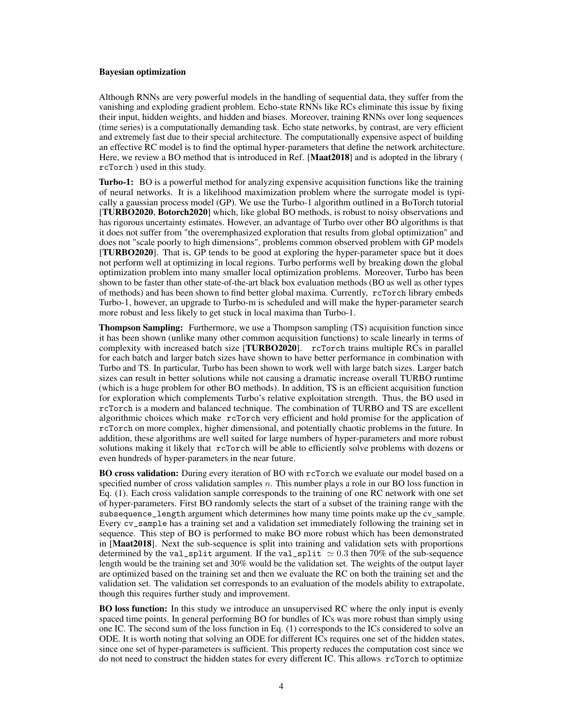### Bayesian optimization

Although RNNs are very powerful models in the handling of sequential data, they suffer from the vanishing and exploding gradient problem. Echo-state RNNs like RCs eliminate this issue by fixing their input, hidden weights, and hidden and biases. Moreover, training RNNs over long sequences (time series) is a computationally demanding task. Echo state networks, by contrast, are very efficient and extremely fast due to their special architecture. The computationally expensive aspect of building an effective RC model is to find the optimal hyper-parameters that define the network architecture. Here, we review a BO method that is introduced in Ref. [**Maat2018**] and is adopted in the library ( `rcTorch` ) used in this study.

**Turbo-1:** BO is a powerful method for analyzing expensive acquisition functions like the training of neural networks. It is a likelihood maximization problem where the surrogate model is typically a gaussian process model (GP). We use the Turbo-1 algorithm outlined in a BoTorch tutorial [**TURBO2020**, **Botorch2020**] which, like global BO methods, is robust to noisy observations and has rigorous uncertainty estimates. However, an advantage of Turbo over other BO algorithms is that it does not suffer from "the overemphasized exploration that results from global optimization" and does not "scale poorly to high dimensions", problems common observed problem with GP models [**TURBO2020**]. That is, GP tends to be good at exploring the hyper-parameter space but it does not perform well at optimizing in local regions. Turbo performs well by breaking down the global optimization problem into many smaller local optimization problems. Moreover, Turbo has been shown to be faster than other state-of-the-art black box evaluation methods (BO as well as other types of methods) and has been shown to find better global maxima. Currently, `rcTorch` library embeds Turbo-1, however, an upgrade to Turbo-m is scheduled and will make the hyper-parameter search more robust and less likely to get stuck in local maxima than Turbo-1.

**Thompson Sampling:** Furthermore, we use a Thompson sampling (TS) acquisition function since it has been shown (unlike many other common acquisition functions) to scale linearly in terms of complexity with increased batch size [**TURBO2020**]. `rcTorch` trains multiple RCs in parallel for each batch and larger batch sizes have shown to have better performance in combination with Turbo and TS. In particular, Turbo has been shown to work well with large batch sizes. Larger batch sizes can result in better solutions while not causing a dramatic increase overall TURBO runtime (which is a huge problem for other BO methods). In addition, TS is an efficient acquisition function for exploration which complements Turbo's relative exploitation strength. Thus, the BO used in `rcTorch` is a modern and balanced technique. The combination of TURBO and TS are excellent algorithmic choices which make `rcTorch` very efficient and hold promise for the application of `rcTorch` on more complex, higher dimensional, and potentially chaotic problems in the future. In addition, these algorithms are well suited for large numbers of hyper-parameters and more robust solutions making it likely that `rcTorch` will be able to efficiently solve problems with dozens or even hundreds of hyper-parameters in the near future.

**BO cross validation:** During every iteration of BO with `rcTorch` we evaluate our model based on a specified number of cross validation samples $n$. This number plays a role in our BO loss function in Eq. (1). Each cross validation sample corresponds to the training of one RC network with one set of hyper-parameters. First BO randomly selects the start of a subset of the training range with the `subsequence_length` argument which determines how many time points make up the cv_sample. Every `cv_sample` has a training set and a validation set immediately following the training set in sequence. This step of BO is performed to make BO more robust which has been demonstrated in [**Maat2018**]. Next the sub-sequence is split into training and validation sets with proportions determined by the `val_split` argument. If the `val_split` $\simeq 0.3$ then 70% of the sub-sequence length would be the training set and 30% would be the validation set. The weights of the output layer are optimized based on the training set and then we evaluate the RC on both the training set and the validation set. The validation set corresponds to an evaluation of the models ability to extrapolate, though this requires further study and improvement.

**BO loss function:** In this study we introduce an unsupervised RC where the only input is evenly spaced time points. In general performing BO for bundles of ICs was more robust than simply using one IC. The second sum of the loss function in Eq. (1) corresponds to the ICs considered to solve an ODE. It is worth noting that solving an ODE for different ICs requires one set of the hidden states, since one set of hyper-parameters is sufficient. This property reduces the computation cost since we do not need to construct the hidden states for every different IC. This allows `rcTorch` to optimize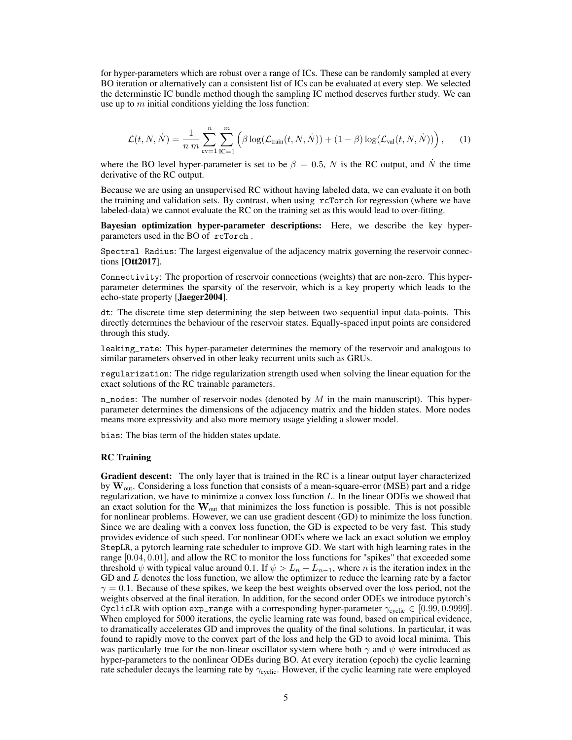for hyper-parameters which are robust over a range of ICs. These can be randomly sampled at every BO iteration or alternatively can a consistent list of ICs can be evaluated at every step. We selected the determinstic IC bundle method though the sampling IC method deserves further study. We can use up to $m$ initial conditions yielding the loss function:

$$\mathcal{L}(t, N, \dot{N}) = \frac{1}{n\,m} \sum_{\text{cv}=1}^{n} \sum_{\text{IC}=1}^{m} \Big( \beta \log(\mathcal{L}_{\text{train}}(t, N, \dot{N})) + (1-\beta) \log(\mathcal{L}_{\text{val}}(t, N, \dot{N})) \Big), \qquad (1)$$

where the BO level hyper-parameter is set to be $\beta = 0.5$, $N$ is the RC output, and $\dot{N}$ the time derivative of the RC output.

Because we are using an unsupervised RC without having labeled data, we can evaluate it on both the training and validation sets. By contrast, when using `rcTorch` for regression (where we have labeled-data) we cannot evaluate the RC on the training set as this would lead to over-fitting.

**Bayesian optimization hyper-parameter descriptions:** Here, we describe the key hyper-parameters used in the BO of `rcTorch` .

`Spectral Radius`: The largest eigenvalue of the adjacency matrix governing the reservoir connections [**Ott2017**].

`Connectivity`: The proportion of reservoir connections (weights) that are non-zero. This hyper-parameter determines the sparsity of the reservoir, which is a key property which leads to the echo-state property [**Jaeger2004**].

`dt`: The discrete time step determining the step between two sequential input data-points. This directly determines the behaviour of the reservoir states. Equally-spaced input points are considered through this study.

`leaking_rate`: This hyper-parameter determines the memory of the reservoir and analogous to similar parameters observed in other leaky recurrent units such as GRUs.

`regularization`: The ridge regularization strength used when solving the linear equation for the exact solutions of the RC trainable parameters.

`n_nodes`: The number of reservoir nodes (denoted by $M$ in the main manuscript). This hyper-parameter determines the dimensions of the adjacency matrix and the hidden states. More nodes means more expressivity and also more memory usage yielding a slower model.

`bias`: The bias term of the hidden states update.

### RC Training

**Gradient descent:** The only layer that is trained in the RC is a linear output layer characterized by $\mathbf{W}_{\text{out}}$. Considering a loss function that consists of a mean-square-error (MSE) part and a ridge regularization, we have to minimize a convex loss function $L$. In the linear ODEs we showed that an exact solution for the $\mathbf{W}_{\text{out}}$ that minimizes the loss function is possible. This is not possible for nonlinear problems. However, we can use gradient descent (GD) to minimize the loss function. Since we are dealing with a convex loss function, the GD is expected to be very fast. This study provides evidence of such speed. For nonlinear ODEs where we lack an exact solution we employ `StepLR`, a pytorch learning rate scheduler to improve GD. We start with high learning rates in the range $[0.04, 0.01]$, and allow the RC to monitor the loss functions for "spikes" that exceeded some threshold $\psi$ with typical value around 0.1. If $\psi > L_n - L_{n-1}$, where $n$ is the iteration index in the GD and $L$ denotes the loss function, we allow the optimizer to reduce the learning rate by a factor $\gamma = 0.1$. Because of these spikes, we keep the best weights observed over the loss period, not the weights observed at the final iteration. In addition, for the second order ODEs we introduce pytorch's `CyclicLR` with option `exp_range` with a corresponding hyper-parameter $\gamma_{\text{cyclic}} \in [0.99, 0.9999]$. When employed for 5000 iterations, the cyclic learning rate was found, based on empirical evidence, to dramatically accelerates GD and improves the quality of the final solutions. In particular, it was found to rapidly move to the convex part of the loss and help the GD to avoid local minima. This was particularly true for the non-linear oscillator system where both $\gamma$ and $\psi$ were introduced as hyper-parameters to the nonlinear ODEs during BO. At every iteration (epoch) the cyclic learning rate scheduler decays the learning rate by $\gamma_{\text{cyclic}}$. However, if the cyclic learning rate were employed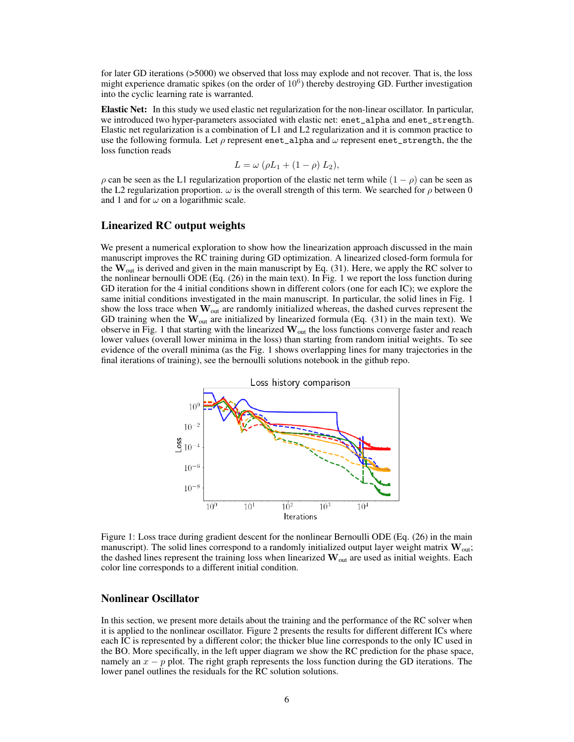for later GD iterations (>5000) we observed that loss may explode and not recover. That is, the loss might experience dramatic spikes (on the order of $10^6$) thereby destroying GD. Further investigation into the cyclic learning rate is warranted.

**Elastic Net:** In this study we used elastic net regularization for the non-linear oscillator. In particular, we introduced two hyper-parameters associated with elastic net: `enet_alpha` and `enet_strength`. Elastic net regularization is a combination of L1 and L2 regularization and it is common practice to use the following formula. Let $\rho$ represent `enet_alpha` and $\omega$ represent `enet_strength`, the the loss function reads

$$L = \omega \left( \rho L_1 + (1 - \rho) \, L_2 \right),$$

$\rho$ can be seen as the L1 regularization proportion of the elastic net term while $(1 - \rho)$ can be seen as the L2 regularization proportion. $\omega$ is the overall strength of this term. We searched for $\rho$ between 0 and 1 and for $\omega$ on a logarithmic scale.

## Linearized RC output weights

We present a numerical exploration to show how the linearization approach discussed in the main manuscript improves the RC training during GD optimization. A linearized closed-form formula for the $\mathbf{W}_{\text{out}}$ is derived and given in the main manuscript by Eq. (31). Here, we apply the RC solver to the nonlinear bernoulli ODE (Eq. (26) in the main text). In Fig. 1 we report the loss function during GD iteration for the 4 initial conditions shown in different colors (one for each IC); we explore the same initial conditions investigated in the main manuscript. In particular, the solid lines in Fig. 1 show the loss trace when $\mathbf{W}_{\text{out}}$ are randomly initialized whereas, the dashed curves represent the GD training when the $\mathbf{W}_{\text{out}}$ are initialized by linearized formula (Eq. (31) in the main text). We observe in Fig. 1 that starting with the linearized $\mathbf{W}_{\text{out}}$ the loss functions converge faster and reach lower values (overall lower minima in the loss) than starting from random initial weights. To see evidence of the overall minima (as the Fig. 1 shows overlapping lines for many trajectories in the final iterations of training), see the bernoulli solutions notebook in the github repo.

Figure 1: Loss trace during gradient descent for the nonlinear Bernoulli ODE (Eq. (26) in the main manuscript). The solid lines correspond to a randomly initialized output layer weight matrix $\mathbf{W}_{\text{out}}$; the dashed lines represent the training loss when linearized $\mathbf{W}_{\text{out}}$ are used as initial weights. Each color line corresponds to a different initial condition.

## Nonlinear Oscillator

In this section, we present more details about the training and the performance of the RC solver when it is applied to the nonlinear oscillator. Figure 2 presents the results for different different ICs where each IC is represented by a different color; the thicker blue line corresponds to the only IC used in the BO. More specifically, in the left upper diagram we show the RC prediction for the phase space, namely an $x - p$ plot. The right graph represents the loss function during the GD iterations. The lower panel outlines the residuals for the RC solution solutions.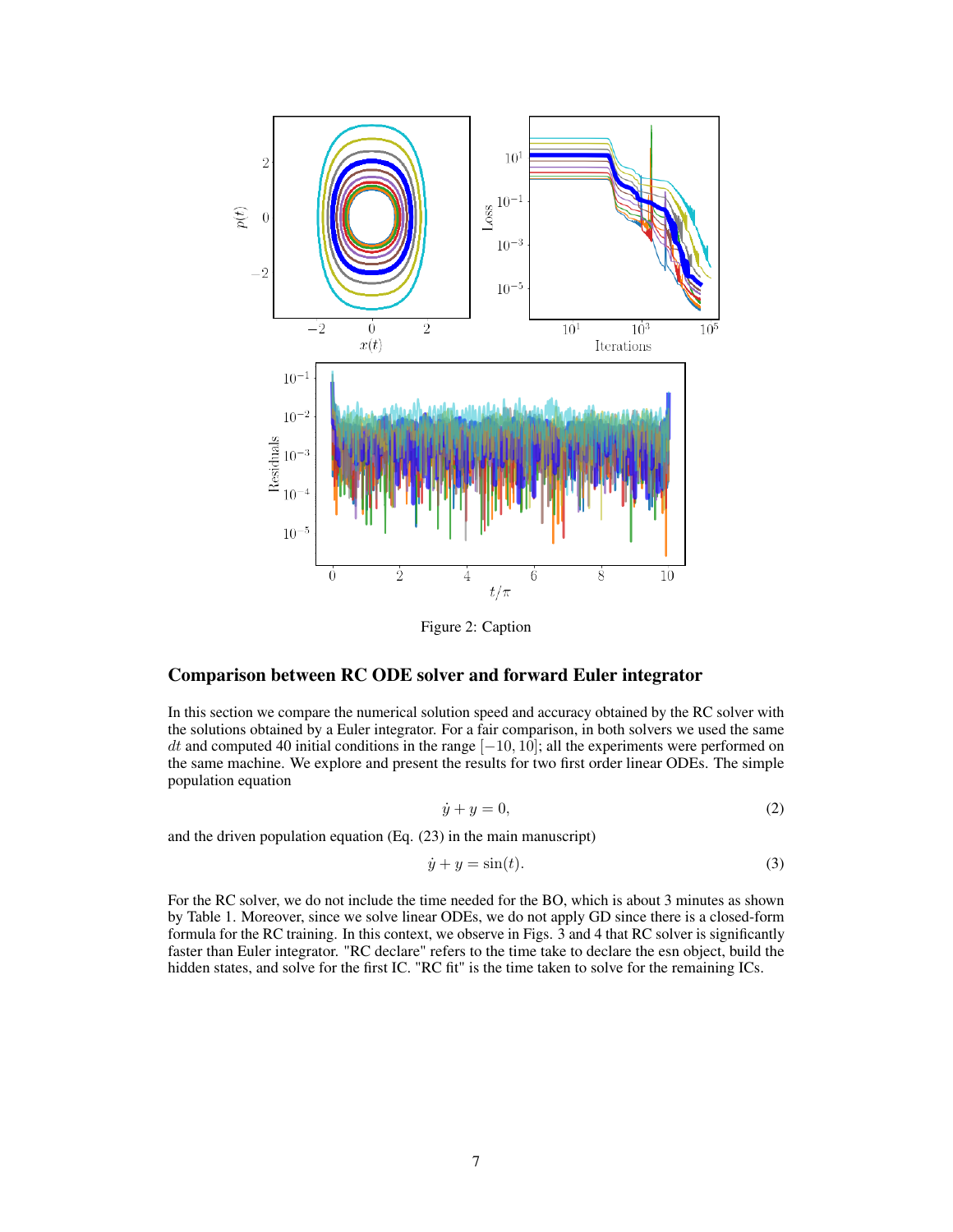Figure 2: Caption

## Comparison between RC ODE solver and forward Euler integrator

In this section we compare the numerical solution speed and accuracy obtained by the RC solver with the solutions obtained by a Euler integrator. For a fair comparison, in both solvers we used the same $dt$ and computed 40 initial conditions in the range $[-10, 10]$; all the experiments were performed on the same machine. We explore and present the results for two first order linear ODEs. The simple population equation

$$\dot{y} + y = 0, \tag{2}$$

and the driven population equation (Eq. (23) in the main manuscript)

$$\dot{y} + y = \sin(t). \tag{3}$$

For the RC solver, we do not include the time needed for the BO, which is about 3 minutes as shown by Table 1. Moreover, since we solve linear ODEs, we do not apply GD since there is a closed-form formula for the RC training. In this context, we observe in Figs. 3 and 4 that RC solver is significantly faster than Euler integrator. "RC declare" refers to the time take to declare the esn object, build the hidden states, and solve for the first IC. "RC fit" is the time taken to solve for the remaining ICs.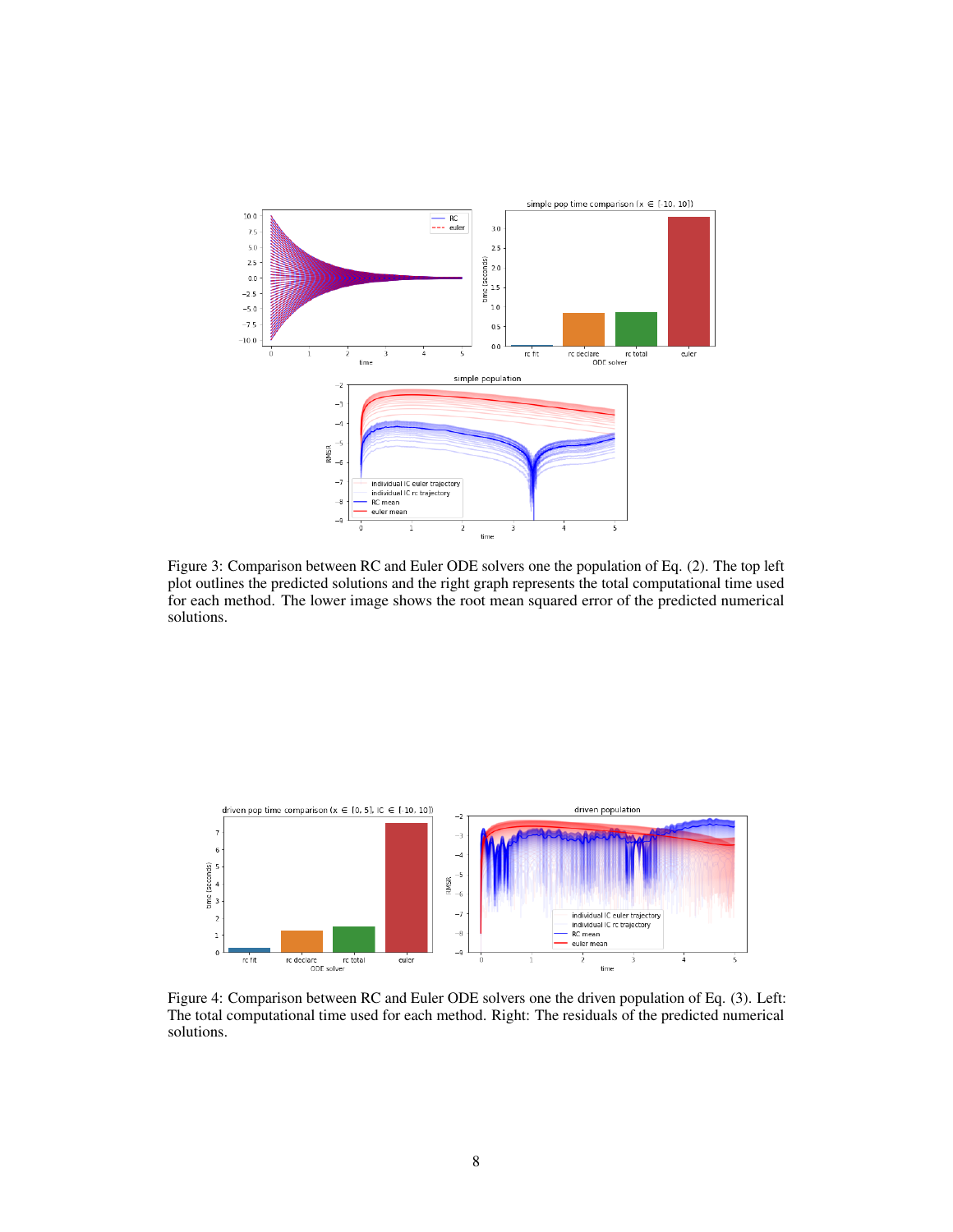RC
euler
time

simple pop time comparison (x ∈ [-10, 10])
time (seconds)
rc fit
rc declare
rc total
euler
ODE solver

simple population
RMSR
individual IC euler trajectory
individual IC rc trajectory
RC mean
euler mean
time

Figure 3: Comparison between RC and Euler ODE solvers one the population of Eq. (2). The top left plot outlines the predicted solutions and the right graph represents the total computational time used for each method. The lower image shows the root mean squared error of the predicted numerical solutions.

driven pop time comparison (x ∈ [0, 5], IC ∈ [-10, 10])
time (seconds)
rc fit
rc declare
rc total
euler
ODE solver

driven population
RMSR
individual IC euler trajectory
individual IC rc trajectory
RC mean
euler mean
time

Figure 4: Comparison between RC and Euler ODE solvers one the driven population of Eq. (3). Left: The total computational time used for each method. Right: The residuals of the predicted numerical solutions.